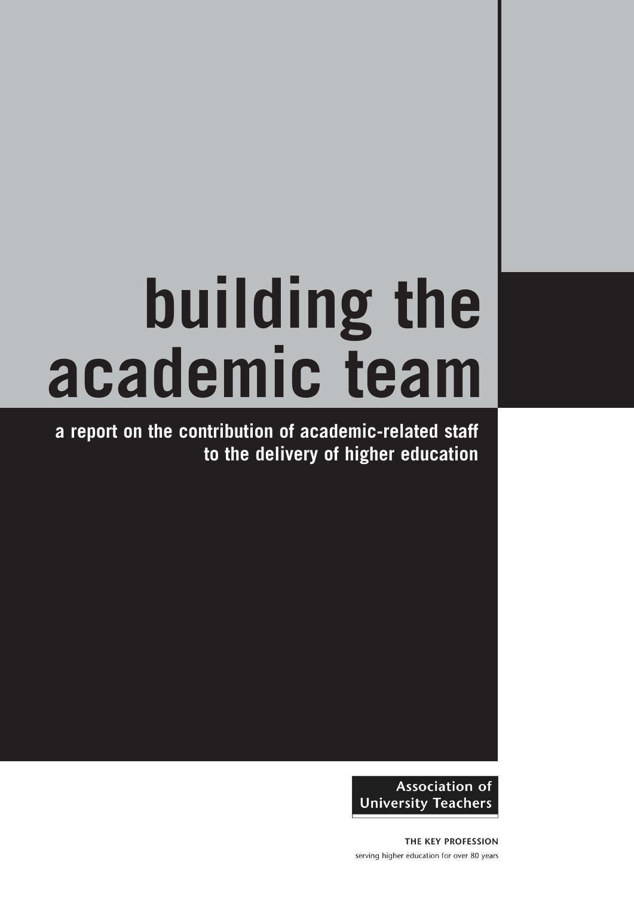# building the academic team

## a report on the contribution of academic-related staff to the delivery of higher education

**Association of University Teachers**

**THE KEY PROFESSION**

serving higher education for over 80 years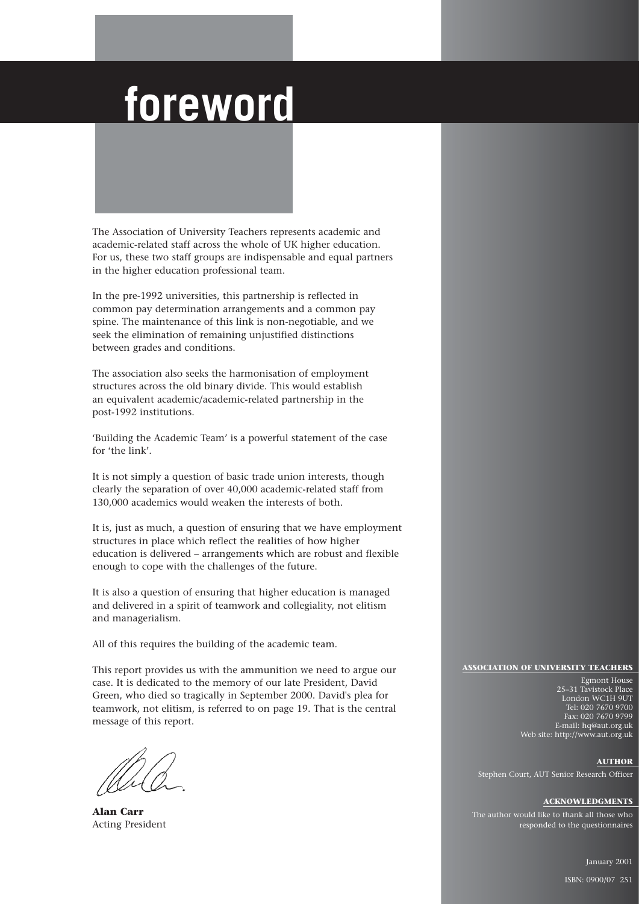# foreword

The Association of University Teachers represents academic and academic-related staff across the whole of UK higher education. For us, these two staff groups are indispensable and equal partners in the higher education professional team.

In the pre-1992 universities, this partnership is reflected in common pay determination arrangements and a common pay spine. The maintenance of this link is non-negotiable, and we seek the elimination of remaining unjustified distinctions between grades and conditions.

The association also seeks the harmonisation of employment structures across the old binary divide. This would establish an equivalent academic/academic-related partnership in the post-1992 institutions.

'Building the Academic Team' is a powerful statement of the case for 'the link'.

It is not simply a question of basic trade union interests, though clearly the separation of over 40,000 academic-related staff from 130,000 academics would weaken the interests of both.

It is, just as much, a question of ensuring that we have employment structures in place which reflect the realities of how higher education is delivered – arrangements which are robust and flexible enough to cope with the challenges of the future.

It is also a question of ensuring that higher education is managed and delivered in a spirit of teamwork and collegiality, not elitism and managerialism.

All of this requires the building of the academic team.

This report provides us with the ammunition we need to argue our case. It is dedicated to the memory of our late President, David Green, who died so tragically in September 2000. David's plea for teamwork, not elitism, is referred to on page 19. That is the central message of this report.

**Alan Carr**
Acting President

**ASSOCIATION OF UNIVERSITY TEACHERS**

Egmont House
25–31 Tavistock Place
London WC1H 9UT
Tel: 020 7670 9700
Fax: 020 7670 9799
E-mail: hq@aut.org.uk
Web site: http://www.aut.org.uk

**AUTHOR**

Stephen Court, AUT Senior Research Officer

**ACKNOWLEDGMENTS**

The author would like to thank all those who responded to the questionnaires

January 2001

ISBN: 0900/07 251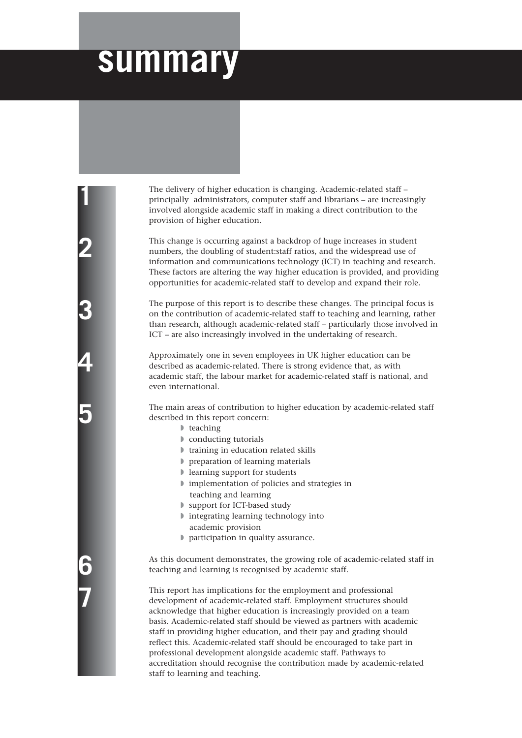# summary

The delivery of higher education is changing. Academic-related staff – principally administrators, computer staff and librarians – are increasingly involved alongside academic staff in making a direct contribution to the provision of higher education.

This change is occurring against a backdrop of huge increases in student numbers, the doubling of student:staff ratios, and the widespread use of information and communications technology (ICT) in teaching and research. These factors are altering the way higher education is provided, and providing opportunities for academic-related staff to develop and expand their role.

The purpose of this report is to describe these changes. The principal focus is on the contribution of academic-related staff to teaching and learning, rather than research, although academic-related staff – particularly those involved in ICT – are also increasingly involved in the undertaking of research.

Approximately one in seven employees in UK higher education can be described as academic-related. There is strong evidence that, as with academic staff, the labour market for academic-related staff is national, and even international.

The main areas of contribution to higher education by academic-related staff described in this report concern:

- teaching
- conducting tutorials
- training in education related skills
- preparation of learning materials
- learning support for students
- implementation of policies and strategies in teaching and learning
- support for ICT-based study
- integrating learning technology into academic provision
- participation in quality assurance.

As this document demonstrates, the growing role of academic-related staff in teaching and learning is recognised by academic staff.

This report has implications for the employment and professional development of academic-related staff. Employment structures should acknowledge that higher education is increasingly provided on a team basis. Academic-related staff should be viewed as partners with academic staff in providing higher education, and their pay and grading should reflect this. Academic-related staff should be encouraged to take part in professional development alongside academic staff. Pathways to accreditation should recognise the contribution made by academic-related staff to learning and teaching.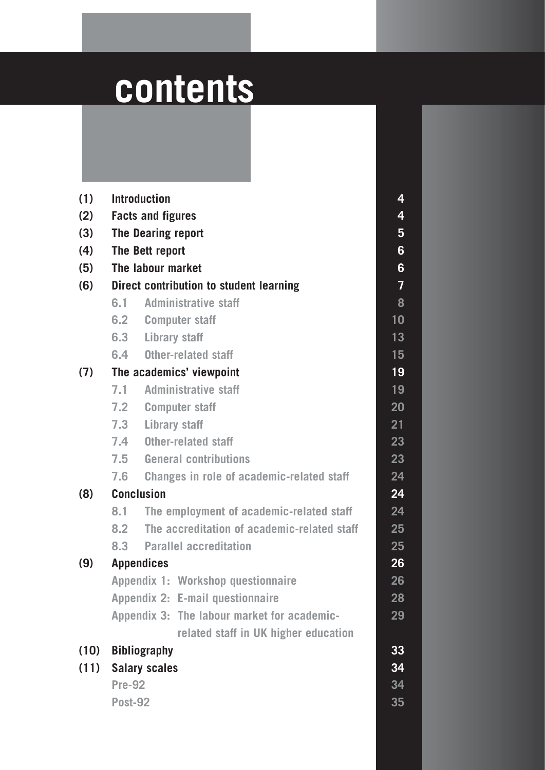# contents

| | | |
|---|---|---|
| (1) | Introduction | 4 |
| (2) | Facts and figures | 4 |
| (3) | The Dearing report | 5 |
| (4) | The Bett report | 6 |
| (5) | The labour market | 6 |
| (6) | Direct contribution to student learning | 7 |
| | 6.1 Administrative staff | 8 |
| | 6.2 Computer staff | 10 |
| | 6.3 Library staff | 13 |
| | 6.4 Other-related staff | 15 |
| (7) | The academics' viewpoint | 19 |
| | 7.1 Administrative staff | 19 |
| | 7.2 Computer staff | 20 |
| | 7.3 Library staff | 21 |
| | 7.4 Other-related staff | 23 |
| | 7.5 General contributions | 23 |
| | 7.6 Changes in role of academic-related staff | 24 |
| (8) | Conclusion | 24 |
| | 8.1 The employment of academic-related staff | 24 |
| | 8.2 The accreditation of academic-related staff | 25 |
| | 8.3 Parallel accreditation | 25 |
| (9) | Appendices | 26 |
| | Appendix 1: Workshop questionnaire | 26 |
| | Appendix 2: E-mail questionnaire | 28 |
| | Appendix 3: The labour market for academic-related staff in UK higher education | 29 |
| (10) | Bibliography | 33 |
| (11) | Salary scales | 34 |
| | Pre-92 | 34 |
| | Post-92 | 35 |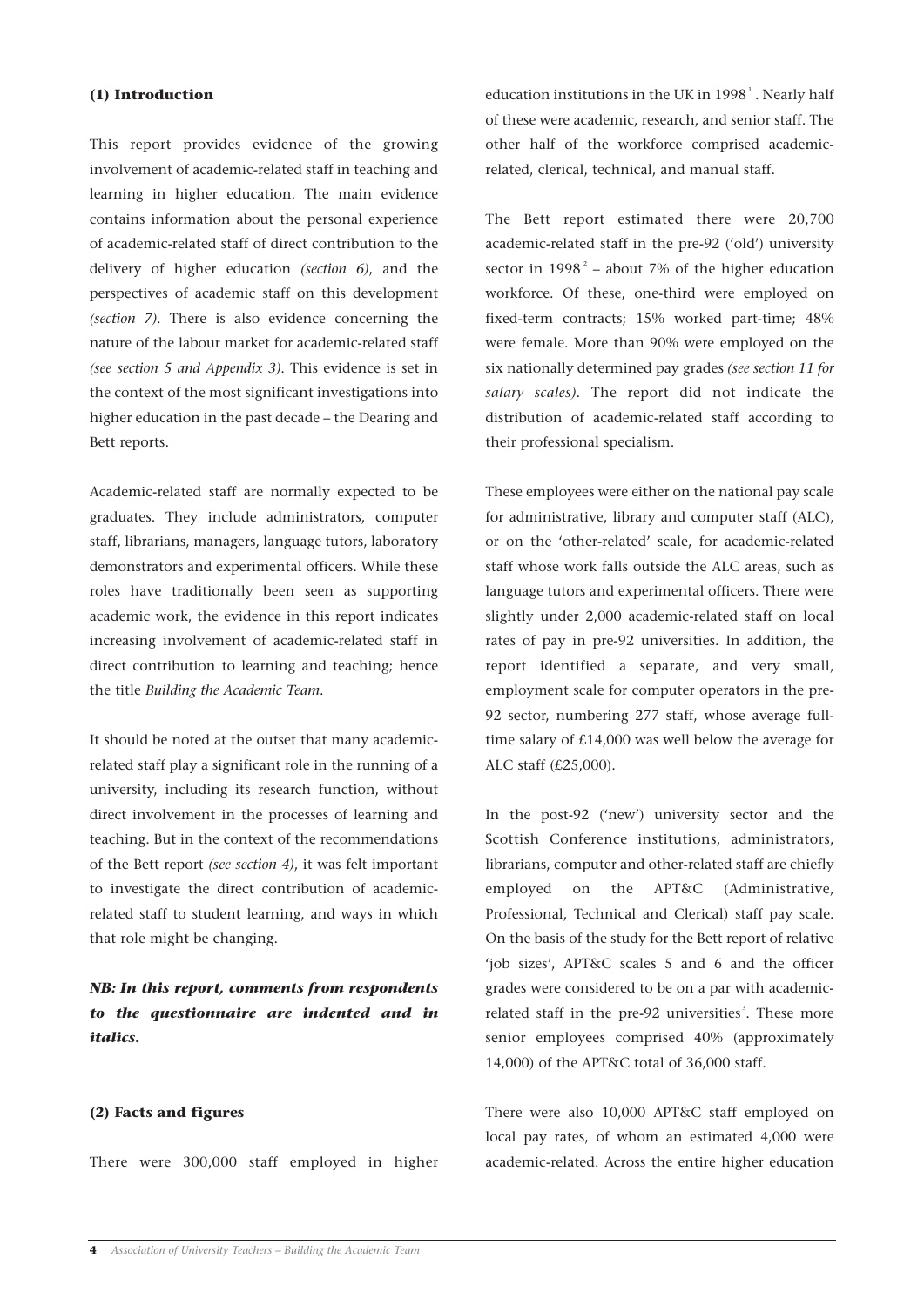## (1) Introduction

This report provides evidence of the growing involvement of academic-related staff in teaching and learning in higher education. The main evidence contains information about the personal experience of academic-related staff of direct contribution to the delivery of higher education *(section 6)*, and the perspectives of academic staff on this development *(section 7)*. There is also evidence concerning the nature of the labour market for academic-related staff *(see section 5 and Appendix 3)*. This evidence is set in the context of the most significant investigations into higher education in the past decade – the Dearing and Bett reports.

Academic-related staff are normally expected to be graduates. They include administrators, computer staff, librarians, managers, language tutors, laboratory demonstrators and experimental officers. While these roles have traditionally been seen as supporting academic work, the evidence in this report indicates increasing involvement of academic-related staff in direct contribution to learning and teaching; hence the title *Building the Academic Team*.

It should be noted at the outset that many academic-related staff play a significant role in the running of a university, including its research function, without direct involvement in the processes of learning and teaching. But in the context of the recommendations of the Bett report *(see section 4)*, it was felt important to investigate the direct contribution of academic-related staff to student learning, and ways in which that role might be changing.

***NB: In this report, comments from respondents to the questionnaire are indented and in italics.***

## (2) Facts and figures

There were 300,000 staff employed in higher education institutions in the UK in 1998[1]. Nearly half of these were academic, research, and senior staff. The other half of the workforce comprised academic-related, clerical, technical, and manual staff.

The Bett report estimated there were 20,700 academic-related staff in the pre-92 ('old') university sector in 1998[2] – about 7% of the higher education workforce. Of these, one-third were employed on fixed-term contracts; 15% worked part-time; 48% were female. More than 90% were employed on the six nationally determined pay grades *(see section 11 for salary scales)*. The report did not indicate the distribution of academic-related staff according to their professional specialism.

These employees were either on the national pay scale for administrative, library and computer staff (ALC), or on the 'other-related' scale, for academic-related staff whose work falls outside the ALC areas, such as language tutors and experimental officers. There were slightly under 2,000 academic-related staff on local rates of pay in pre-92 universities. In addition, the report identified a separate, and very small, employment scale for computer operators in the pre-92 sector, numbering 277 staff, whose average full-time salary of £14,000 was well below the average for ALC staff (£25,000).

In the post-92 ('new') university sector and the Scottish Conference institutions, administrators, librarians, computer and other-related staff are chiefly employed on the APT&C (Administrative, Professional, Technical and Clerical) staff pay scale. On the basis of the study for the Bett report of relative 'job sizes', APT&C scales 5 and 6 and the officer grades were considered to be on a par with academic-related staff in the pre-92 universities[3]. These more senior employees comprised 40% (approximately 14,000) of the APT&C total of 36,000 staff.

There were also 10,000 APT&C staff employed on local pay rates, of whom an estimated 4,000 were academic-related. Across the entire higher education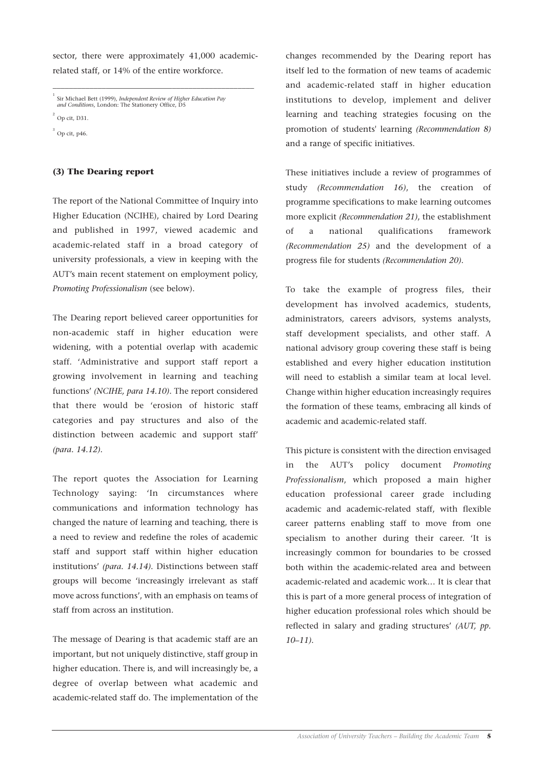sector, there were approximately 41,000 academic-related staff, or 14% of the entire workforce.

---

[1] Sir Michael Bett (1999), *Independent Review of Higher Education Pay and Conditions*, London: The Stationery Office, D5

[2] Op cit, D31.

[3] Op cit, p46.

### (3) The Dearing report

The report of the National Committee of Inquiry into Higher Education (NCIHE), chaired by Lord Dearing and published in 1997, viewed academic and academic-related staff in a broad category of university professionals, a view in keeping with the AUT's main recent statement on employment policy, *Promoting Professionalism* (see below).

The Dearing report believed career opportunities for non-academic staff in higher education were widening, with a potential overlap with academic staff. 'Administrative and support staff report a growing involvement in learning and teaching functions' *(NCIHE, para 14.10)*. The report considered that there would be 'erosion of historic staff categories and pay structures and also of the distinction between academic and support staff' *(para. 14.12)*.

The report quotes the Association for Learning Technology saying: 'In circumstances where communications and information technology has changed the nature of learning and teaching, there is a need to review and redefine the roles of academic staff and support staff within higher education institutions' *(para. 14.14)*. Distinctions between staff groups will become 'increasingly irrelevant as staff move across functions', with an emphasis on teams of staff from across an institution.

The message of Dearing is that academic staff are an important, but not uniquely distinctive, staff group in higher education. There is, and will increasingly be, a degree of overlap between what academic and academic-related staff do. The implementation of the changes recommended by the Dearing report has itself led to the formation of new teams of academic and academic-related staff in higher education institutions to develop, implement and deliver learning and teaching strategies focusing on the promotion of students' learning *(Recommendation 8)* and a range of specific initiatives.

These initiatives include a review of programmes of study *(Recommendation 16)*, the creation of programme specifications to make learning outcomes more explicit *(Recommendation 21)*, the establishment of a national qualifications framework *(Recommendation 25)* and the development of a progress file for students *(Recommendation 20)*.

To take the example of progress files, their development has involved academics, students, administrators, careers advisors, systems analysts, staff development specialists, and other staff. A national advisory group covering these staff is being established and every higher education institution will need to establish a similar team at local level. Change within higher education increasingly requires the formation of these teams, embracing all kinds of academic and academic-related staff.

This picture is consistent with the direction envisaged in the AUT's policy document *Promoting Professionalism*, which proposed a main higher education professional career grade including academic and academic-related staff, with flexible career patterns enabling staff to move from one specialism to another during their career. 'It is increasingly common for boundaries to be crossed both within the academic-related area and between academic-related and academic work… It is clear that this is part of a more general process of integration of higher education professional roles which should be reflected in salary and grading structures' *(AUT, pp. 10–11)*.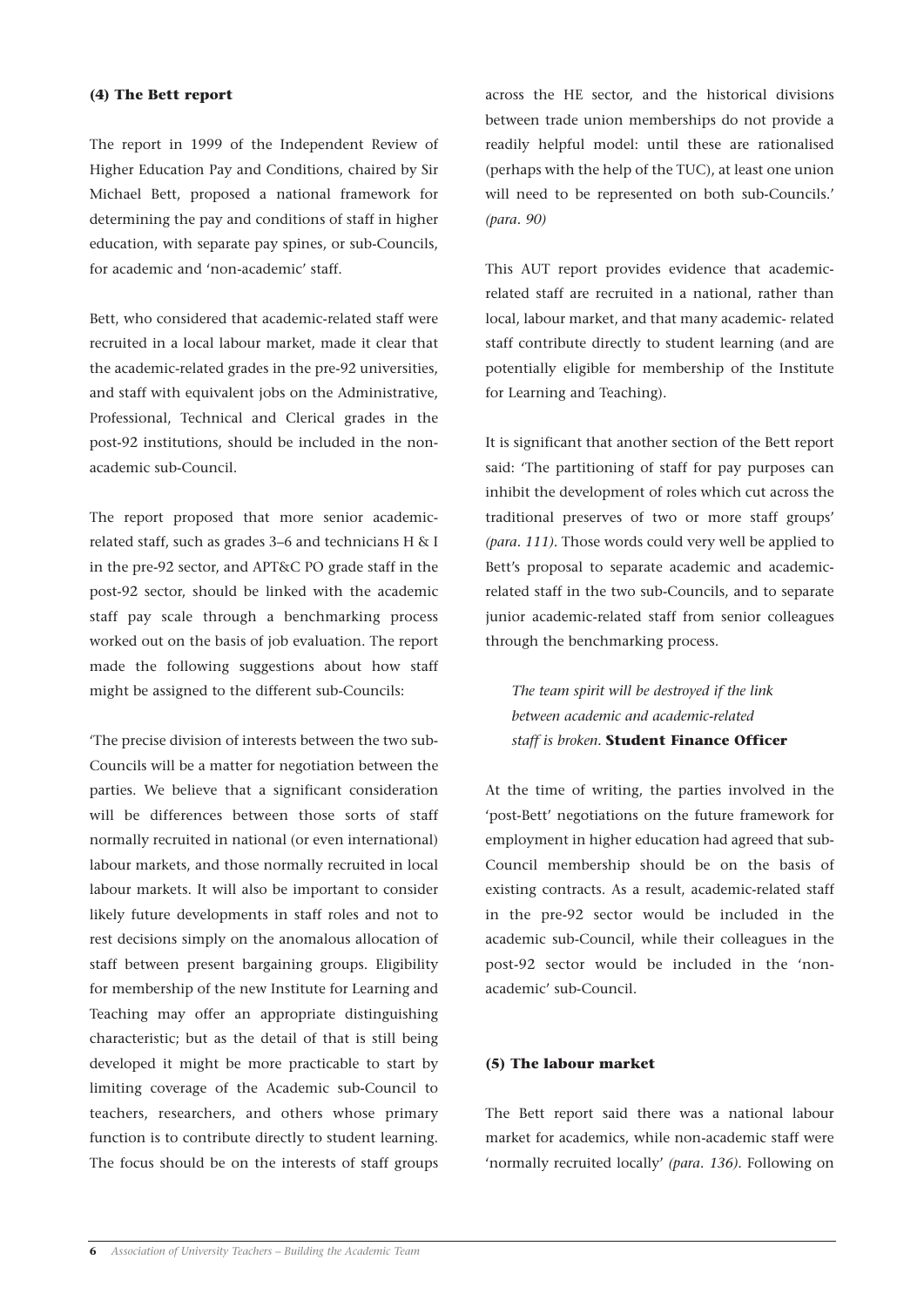### (4) The Bett report

The report in 1999 of the Independent Review of Higher Education Pay and Conditions, chaired by Sir Michael Bett, proposed a national framework for determining the pay and conditions of staff in higher education, with separate pay spines, or sub-Councils, for academic and 'non-academic' staff.

Bett, who considered that academic-related staff were recruited in a local labour market, made it clear that the academic-related grades in the pre-92 universities, and staff with equivalent jobs on the Administrative, Professional, Technical and Clerical grades in the post-92 institutions, should be included in the non-academic sub-Council.

The report proposed that more senior academic-related staff, such as grades 3–6 and technicians H & I in the pre-92 sector, and APT&C PO grade staff in the post-92 sector, should be linked with the academic staff pay scale through a benchmarking process worked out on the basis of job evaluation. The report made the following suggestions about how staff might be assigned to the different sub-Councils:

'The precise division of interests between the two sub-Councils will be a matter for negotiation between the parties. We believe that a significant consideration will be differences between those sorts of staff normally recruited in national (or even international) labour markets, and those normally recruited in local labour markets. It will also be important to consider likely future developments in staff roles and not to rest decisions simply on the anomalous allocation of staff between present bargaining groups. Eligibility for membership of the new Institute for Learning and Teaching may offer an appropriate distinguishing characteristic; but as the detail of that is still being developed it might be more practicable to start by limiting coverage of the Academic sub-Council to teachers, researchers, and others whose primary function is to contribute directly to student learning. The focus should be on the interests of staff groups across the HE sector, and the historical divisions between trade union memberships do not provide a readily helpful model: until these are rationalised (perhaps with the help of the TUC), at least one union will need to be represented on both sub-Councils.' *(para. 90)*

This AUT report provides evidence that academic-related staff are recruited in a national, rather than local, labour market, and that many academic- related staff contribute directly to student learning (and are potentially eligible for membership of the Institute for Learning and Teaching).

It is significant that another section of the Bett report said: 'The partitioning of staff for pay purposes can inhibit the development of roles which cut across the traditional preserves of two or more staff groups' *(para. 111)*. Those words could very well be applied to Bett's proposal to separate academic and academic-related staff in the two sub-Councils, and to separate junior academic-related staff from senior colleagues through the benchmarking process.

> *The team spirit will be destroyed if the link between academic and academic-related staff is broken.* **Student Finance Officer**

At the time of writing, the parties involved in the 'post-Bett' negotiations on the future framework for employment in higher education had agreed that sub-Council membership should be on the basis of existing contracts. As a result, academic-related staff in the pre-92 sector would be included in the academic sub-Council, while their colleagues in the post-92 sector would be included in the 'non-academic' sub-Council.

### (5) The labour market

The Bett report said there was a national labour market for academics, while non-academic staff were 'normally recruited locally' *(para. 136)*. Following on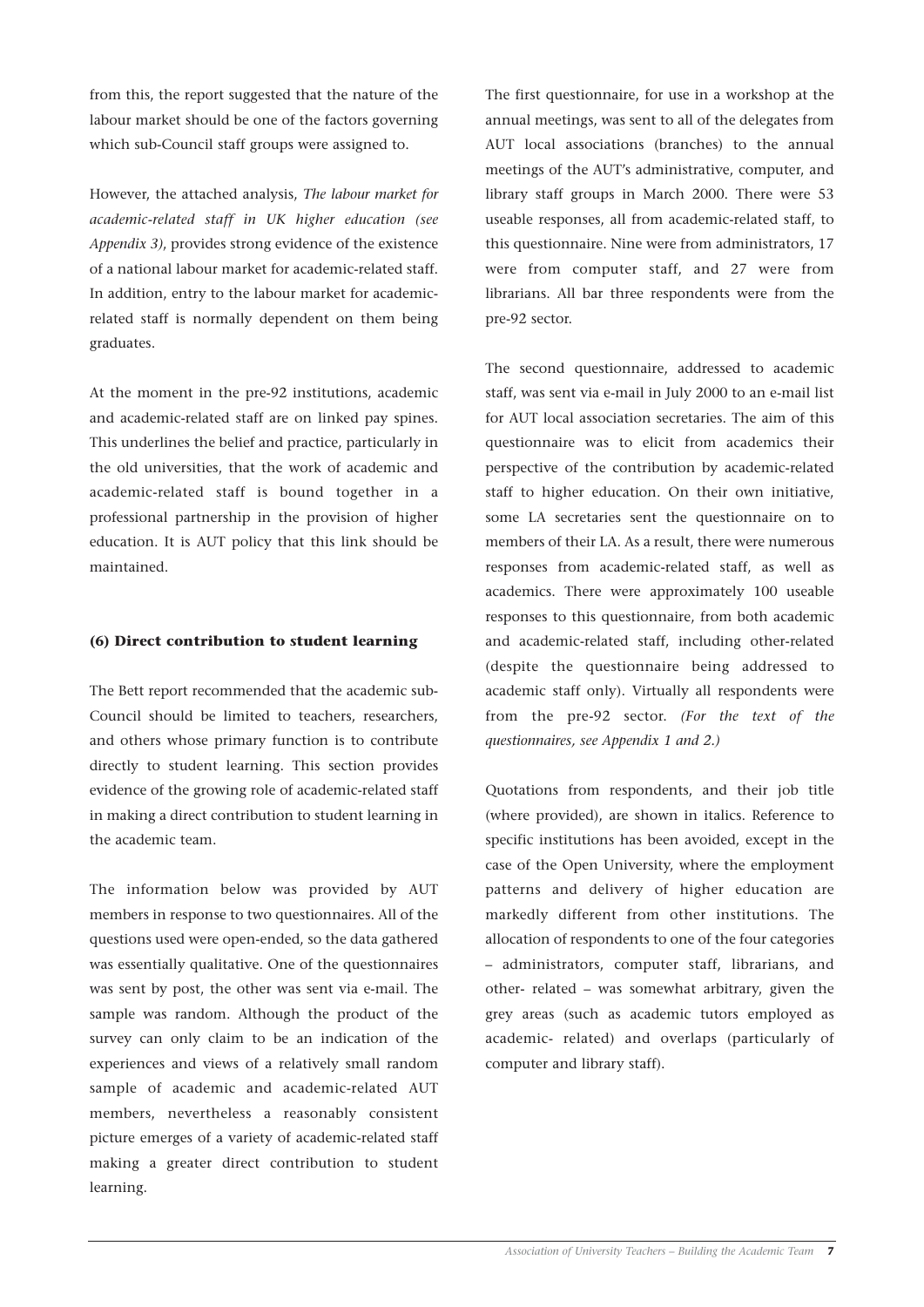from this, the report suggested that the nature of the labour market should be one of the factors governing which sub-Council staff groups were assigned to.

However, the attached analysis, *The labour market for academic-related staff in UK higher education (see Appendix 3)*, provides strong evidence of the existence of a national labour market for academic-related staff. In addition, entry to the labour market for academic-related staff is normally dependent on them being graduates.

At the moment in the pre-92 institutions, academic and academic-related staff are on linked pay spines. This underlines the belief and practice, particularly in the old universities, that the work of academic and academic-related staff is bound together in a professional partnership in the provision of higher education. It is AUT policy that this link should be maintained.

#### (6) Direct contribution to student learning

The Bett report recommended that the academic sub-Council should be limited to teachers, researchers, and others whose primary function is to contribute directly to student learning. This section provides evidence of the growing role of academic-related staff in making a direct contribution to student learning in the academic team.

The information below was provided by AUT members in response to two questionnaires. All of the questions used were open-ended, so the data gathered was essentially qualitative. One of the questionnaires was sent by post, the other was sent via e-mail. The sample was random. Although the product of the survey can only claim to be an indication of the experiences and views of a relatively small random sample of academic and academic-related AUT members, nevertheless a reasonably consistent picture emerges of a variety of academic-related staff making a greater direct contribution to student learning.

The first questionnaire, for use in a workshop at the annual meetings, was sent to all of the delegates from AUT local associations (branches) to the annual meetings of the AUT's administrative, computer, and library staff groups in March 2000. There were 53 useable responses, all from academic-related staff, to this questionnaire. Nine were from administrators, 17 were from computer staff, and 27 were from librarians. All bar three respondents were from the pre-92 sector.

The second questionnaire, addressed to academic staff, was sent via e-mail in July 2000 to an e-mail list for AUT local association secretaries. The aim of this questionnaire was to elicit from academics their perspective of the contribution by academic-related staff to higher education. On their own initiative, some LA secretaries sent the questionnaire on to members of their LA. As a result, there were numerous responses from academic-related staff, as well as academics. There were approximately 100 useable responses to this questionnaire, from both academic and academic-related staff, including other-related (despite the questionnaire being addressed to academic staff only). Virtually all respondents were from the pre-92 sector. *(For the text of the questionnaires, see Appendix 1 and 2.)*

Quotations from respondents, and their job title (where provided), are shown in italics. Reference to specific institutions has been avoided, except in the case of the Open University, where the employment patterns and delivery of higher education are markedly different from other institutions. The allocation of respondents to one of the four categories – administrators, computer staff, librarians, and other- related – was somewhat arbitrary, given the grey areas (such as academic tutors employed as academic- related) and overlaps (particularly of computer and library staff).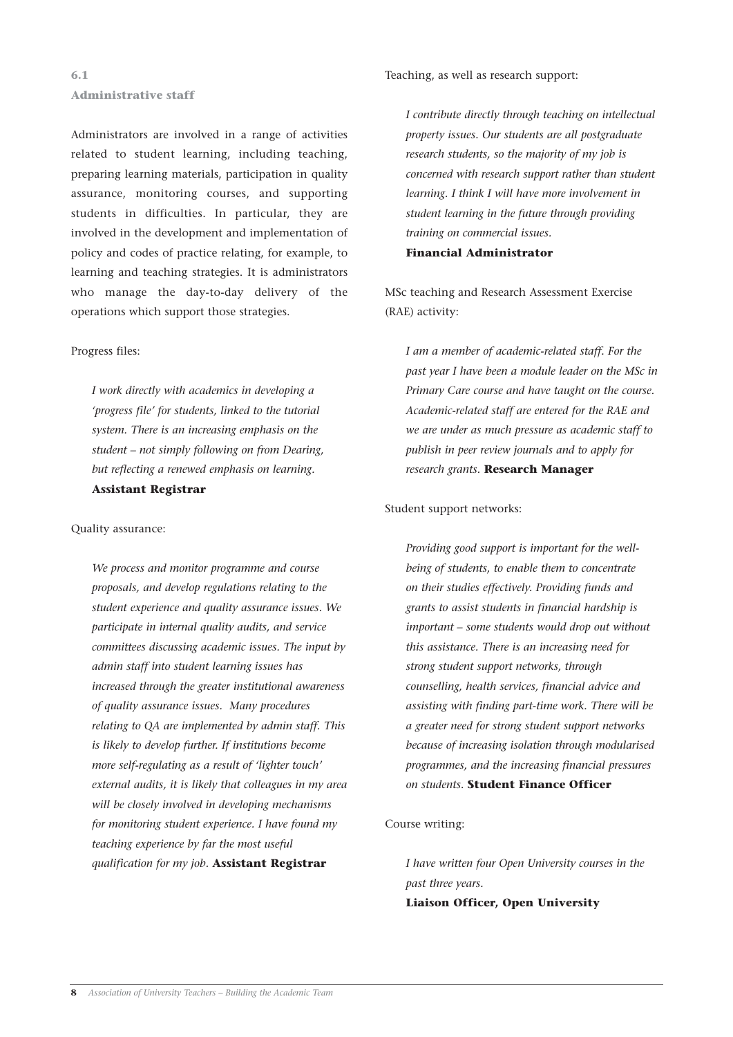### 6.1 Administrative staff

Administrators are involved in a range of activities related to student learning, including teaching, preparing learning materials, participation in quality assurance, monitoring courses, and supporting students in difficulties. In particular, they are involved in the development and implementation of policy and codes of practice relating, for example, to learning and teaching strategies. It is administrators who manage the day-to-day delivery of the operations which support those strategies.

Progress files:

> *I work directly with academics in developing a 'progress file' for students, linked to the tutorial system. There is an increasing emphasis on the student – not simply following on from Dearing, but reflecting a renewed emphasis on learning.*
> **Assistant Registrar**

Quality assurance:

> *We process and monitor programme and course proposals, and develop regulations relating to the student experience and quality assurance issues. We participate in internal quality audits, and service committees discussing academic issues. The input by admin staff into student learning issues has increased through the greater institutional awareness of quality assurance issues. Many procedures relating to QA are implemented by admin staff. This is likely to develop further. If institutions become more self-regulating as a result of 'lighter touch' external audits, it is likely that colleagues in my area will be closely involved in developing mechanisms for monitoring student experience. I have found my teaching experience by far the most useful qualification for my job.* **Assistant Registrar**

Teaching, as well as research support:

> *I contribute directly through teaching on intellectual property issues. Our students are all postgraduate research students, so the majority of my job is concerned with research support rather than student learning. I think I will have more involvement in student learning in the future through providing training on commercial issues.*
> **Financial Administrator**

MSc teaching and Research Assessment Exercise (RAE) activity:

> *I am a member of academic-related staff. For the past year I have been a module leader on the MSc in Primary Care course and have taught on the course. Academic-related staff are entered for the RAE and we are under as much pressure as academic staff to publish in peer review journals and to apply for research grants.* **Research Manager**

Student support networks:

> *Providing good support is important for the well-being of students, to enable them to concentrate on their studies effectively. Providing funds and grants to assist students in financial hardship is important – some students would drop out without this assistance. There is an increasing need for strong student support networks, through counselling, health services, financial advice and assisting with finding part-time work. There will be a greater need for strong student support networks because of increasing isolation through modularised programmes, and the increasing financial pressures on students.* **Student Finance Officer**

Course writing:

> *I have written four Open University courses in the past three years.*
> **Liaison Officer, Open University**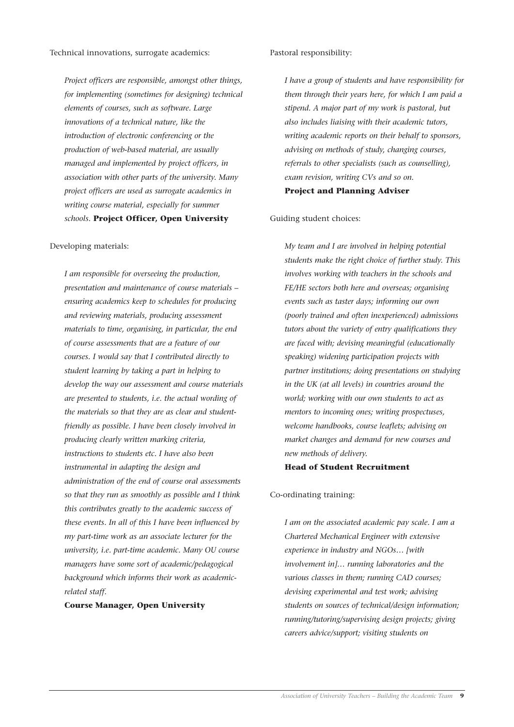Technical innovations, surrogate academics:

> *Project officers are responsible, amongst other things, for implementing (sometimes for designing) technical elements of courses, such as software. Large innovations of a technical nature, like the introduction of electronic conferencing or the production of web-based material, are usually managed and implemented by project officers, in association with other parts of the university. Many project officers are used as surrogate academics in writing course material, especially for summer schools.* **Project Officer, Open University**

Developing materials:

> *I am responsible for overseeing the production, presentation and maintenance of course materials – ensuring academics keep to schedules for producing and reviewing materials, producing assessment materials to time, organising, in particular, the end of course assessments that are a feature of our courses. I would say that I contributed directly to student learning by taking a part in helping to develop the way our assessment and course materials are presented to students, i.e. the actual wording of the materials so that they are as clear and student-friendly as possible. I have been closely involved in producing clearly written marking criteria, instructions to students etc. I have also been instrumental in adapting the design and administration of the end of course oral assessments so that they run as smoothly as possible and I think this contributes greatly to the academic success of these events. In all of this I have been influenced by my part-time work as an associate lecturer for the university, i.e. part-time academic. Many OU course managers have some sort of academic/pedagogical background which informs their work as academic-related staff.*
>
> **Course Manager, Open University**

Pastoral responsibility:

> *I have a group of students and have responsibility for them through their years here, for which I am paid a stipend. A major part of my work is pastoral, but also includes liaising with their academic tutors, writing academic reports on their behalf to sponsors, advising on methods of study, changing courses, referrals to other specialists (such as counselling), exam revision, writing CVs and so on.*
>
> **Project and Planning Adviser**

Guiding student choices:

> *My team and I are involved in helping potential students make the right choice of further study. This involves working with teachers in the schools and FE/HE sectors both here and overseas; organising events such as taster days; informing our own (poorly trained and often inexperienced) admissions tutors about the variety of entry qualifications they are faced with; devising meaningful (educationally speaking) widening participation projects with partner institutions; doing presentations on studying in the UK (at all levels) in countries around the world; working with our own students to act as mentors to incoming ones; writing prospectuses, welcome handbooks, course leaflets; advising on market changes and demand for new courses and new methods of delivery.*
>
> **Head of Student Recruitment**

Co-ordinating training:

> *I am on the associated academic pay scale. I am a Chartered Mechanical Engineer with extensive experience in industry and NGOs… [with involvement in]… running laboratories and the various classes in them; running CAD courses; devising experimental and test work; advising students on sources of technical/design information; running/tutoring/supervising design projects; giving careers advice/support; visiting students on*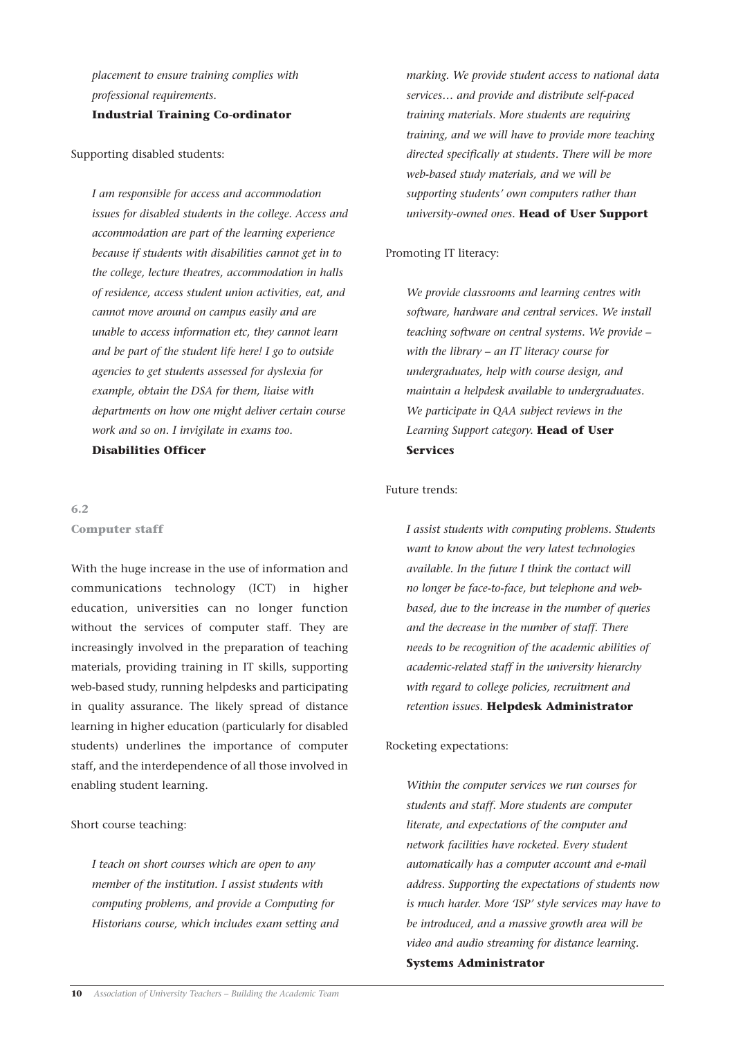*placement to ensure training complies with professional requirements.* **Industrial Training Co-ordinator**

Supporting disabled students:

*I am responsible for access and accommodation issues for disabled students in the college. Access and accommodation are part of the learning experience because if students with disabilities cannot get in to the college, lecture theatres, accommodation in halls of residence, access student union activities, eat, and cannot move around on campus easily and are unable to access information etc, they cannot learn and be part of the student life here! I go to outside agencies to get students assessed for dyslexia for example, obtain the DSA for them, liaise with departments on how one might deliver certain course work and so on. I invigilate in exams too.* **Disabilities Officer**

### 6.2 Computer staff

With the huge increase in the use of information and communications technology (ICT) in higher education, universities can no longer function without the services of computer staff. They are increasingly involved in the preparation of teaching materials, providing training in IT skills, supporting web-based study, running helpdesks and participating in quality assurance. The likely spread of distance learning in higher education (particularly for disabled students) underlines the importance of computer staff, and the interdependence of all those involved in enabling student learning.

Short course teaching:

*I teach on short courses which are open to any member of the institution. I assist students with computing problems, and provide a Computing for Historians course, which includes exam setting and marking. We provide student access to national data services… and provide and distribute self-paced training materials. More students are requiring training, and we will have to provide more teaching directed specifically at students. There will be more web-based study materials, and we will be supporting students' own computers rather than university-owned ones.* **Head of User Support**

Promoting IT literacy:

*We provide classrooms and learning centres with software, hardware and central services. We install teaching software on central systems. We provide – with the library – an IT literacy course for undergraduates, help with course design, and maintain a helpdesk available to undergraduates. We participate in QAA subject reviews in the Learning Support category.* **Head of User Services**

Future trends:

*I assist students with computing problems. Students want to know about the very latest technologies available. In the future I think the contact will no longer be face-to-face, but telephone and web-based, due to the increase in the number of queries and the decrease in the number of staff. There needs to be recognition of the academic abilities of academic-related staff in the university hierarchy with regard to college policies, recruitment and retention issues.* **Helpdesk Administrator**

Rocketing expectations:

*Within the computer services we run courses for students and staff. More students are computer literate, and expectations of the computer and network facilities have rocketed. Every student automatically has a computer account and e-mail address. Supporting the expectations of students now is much harder. More 'ISP' style services may have to be introduced, and a massive growth area will be video and audio streaming for distance learning.* **Systems Administrator**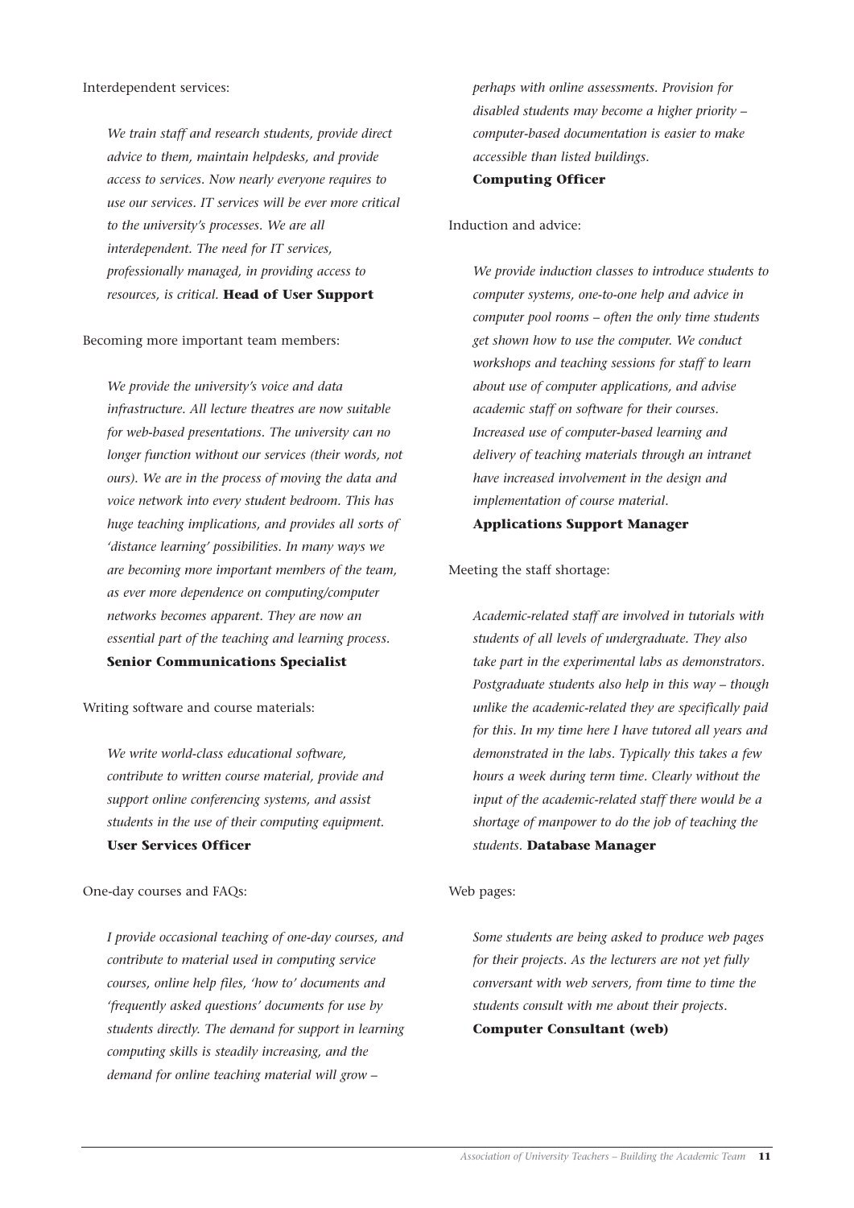Interdependent services:

> *We train staff and research students, provide direct advice to them, maintain helpdesks, and provide access to services. Now nearly everyone requires to use our services. IT services will be ever more critical to the university's processes. We are all interdependent. The need for IT services, professionally managed, in providing access to resources, is critical.* **Head of User Support**

Becoming more important team members:

> *We provide the university's voice and data infrastructure. All lecture theatres are now suitable for web-based presentations. The university can no longer function without our services (their words, not ours). We are in the process of moving the data and voice network into every student bedroom. This has huge teaching implications, and provides all sorts of 'distance learning' possibilities. In many ways we are becoming more important members of the team, as ever more dependence on computing/computer networks becomes apparent. They are now an essential part of the teaching and learning process.*
> **Senior Communications Specialist**

Writing software and course materials:

> *We write world-class educational software, contribute to written course material, provide and support online conferencing systems, and assist students in the use of their computing equipment.*
> **User Services Officer**

One-day courses and FAQs:

> *I provide occasional teaching of one-day courses, and contribute to material used in computing service courses, online help files, 'how to' documents and 'frequently asked questions' documents for use by students directly. The demand for support in learning computing skills is steadily increasing, and the demand for online teaching material will grow – perhaps with online assessments. Provision for disabled students may become a higher priority – computer-based documentation is easier to make accessible than listed buildings.*
> **Computing Officer**

Induction and advice:

> *We provide induction classes to introduce students to computer systems, one-to-one help and advice in computer pool rooms – often the only time students get shown how to use the computer. We conduct workshops and teaching sessions for staff to learn about use of computer applications, and advise academic staff on software for their courses. Increased use of computer-based learning and delivery of teaching materials through an intranet have increased involvement in the design and implementation of course material.*
> **Applications Support Manager**

Meeting the staff shortage:

> *Academic-related staff are involved in tutorials with students of all levels of undergraduate. They also take part in the experimental labs as demonstrators. Postgraduate students also help in this way – though unlike the academic-related they are specifically paid for this. In my time here I have tutored all years and demonstrated in the labs. Typically this takes a few hours a week during term time. Clearly without the input of the academic-related staff there would be a shortage of manpower to do the job of teaching the students.* **Database Manager**

Web pages:

> *Some students are being asked to produce web pages for their projects. As the lecturers are not yet fully conversant with web servers, from time to time the students consult with me about their projects.*
> **Computer Consultant (web)**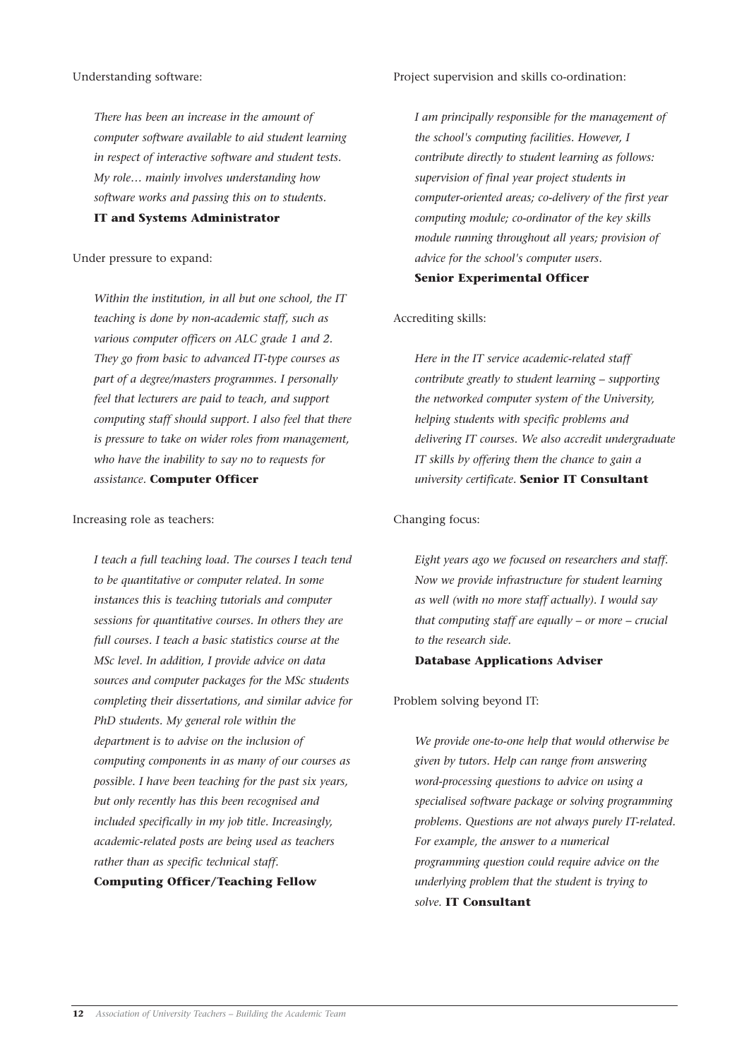Understanding software:

> *There has been an increase in the amount of computer software available to aid student learning in respect of interactive software and student tests. My role… mainly involves understanding how software works and passing this on to students.*
> **IT and Systems Administrator**

Under pressure to expand:

> *Within the institution, in all but one school, the IT teaching is done by non-academic staff, such as various computer officers on ALC grade 1 and 2. They go from basic to advanced IT-type courses as part of a degree/masters programmes. I personally feel that lecturers are paid to teach, and support computing staff should support. I also feel that there is pressure to take on wider roles from management, who have the inability to say no to requests for assistance.* **Computer Officer**

Increasing role as teachers:

> *I teach a full teaching load. The courses I teach tend to be quantitative or computer related. In some instances this is teaching tutorials and computer sessions for quantitative courses. In others they are full courses. I teach a basic statistics course at the MSc level. In addition, I provide advice on data sources and computer packages for the MSc students completing their dissertations, and similar advice for PhD students. My general role within the department is to advise on the inclusion of computing components in as many of our courses as possible. I have been teaching for the past six years, but only recently has this been recognised and included specifically in my job title. Increasingly, academic-related posts are being used as teachers rather than as specific technical staff.*
> **Computing Officer/Teaching Fellow**

Project supervision and skills co-ordination:

> *I am principally responsible for the management of the school's computing facilities. However, I contribute directly to student learning as follows: supervision of final year project students in computer-oriented areas; co-delivery of the first year computing module; co-ordinator of the key skills module running throughout all years; provision of advice for the school's computer users.*
> **Senior Experimental Officer**

Accrediting skills:

> *Here in the IT service academic-related staff contribute greatly to student learning – supporting the networked computer system of the University, helping students with specific problems and delivering IT courses. We also accredit undergraduate IT skills by offering them the chance to gain a university certificate.* **Senior IT Consultant**

Changing focus:

> *Eight years ago we focused on researchers and staff. Now we provide infrastructure for student learning as well (with no more staff actually). I would say that computing staff are equally – or more – crucial to the research side.*
> **Database Applications Adviser**

Problem solving beyond IT:

> *We provide one-to-one help that would otherwise be given by tutors. Help can range from answering word-processing questions to advice on using a specialised software package or solving programming problems. Questions are not always purely IT-related. For example, the answer to a numerical programming question could require advice on the underlying problem that the student is trying to solve.* **IT Consultant**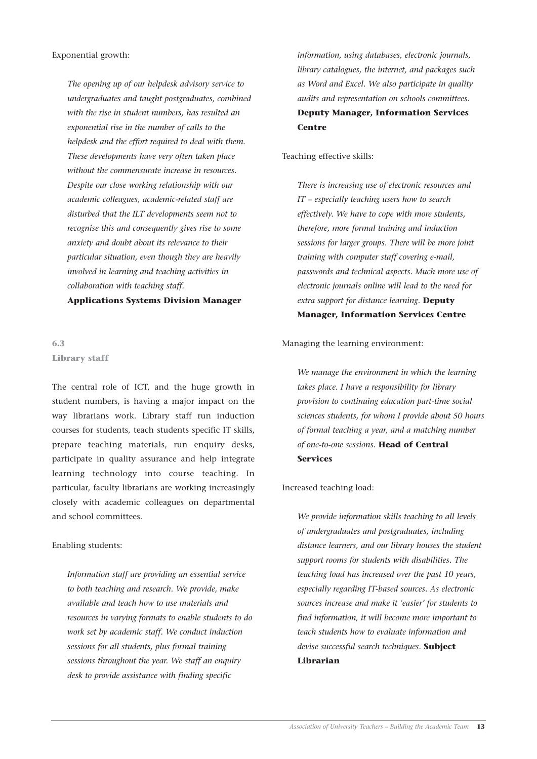Exponential growth:

> *The opening up of our helpdesk advisory service to undergraduates and taught postgraduates, combined with the rise in student numbers, has resulted an exponential rise in the number of calls to the helpdesk and the effort required to deal with them. These developments have very often taken place without the commensurate increase in resources. Despite our close working relationship with our academic colleagues, academic-related staff are disturbed that the ILT developments seem not to recognise this and consequently gives rise to some anxiety and doubt about its relevance to their particular situation, even though they are heavily involved in learning and teaching activities in collaboration with teaching staff.*
> **Applications Systems Division Manager**

### 6.3 Library staff

The central role of ICT, and the huge growth in student numbers, is having a major impact on the way librarians work. Library staff run induction courses for students, teach students specific IT skills, prepare teaching materials, run enquiry desks, participate in quality assurance and help integrate learning technology into course teaching. In particular, faculty librarians are working increasingly closely with academic colleagues on departmental and school committees.

Enabling students:

> *Information staff are providing an essential service to both teaching and research. We provide, make available and teach how to use materials and resources in varying formats to enable students to do work set by academic staff. We conduct induction sessions for all students, plus formal training sessions throughout the year. We staff an enquiry desk to provide assistance with finding specific information, using databases, electronic journals, library catalogues, the internet, and packages such as Word and Excel. We also participate in quality audits and representation on schools committees.*
> **Deputy Manager, Information Services Centre**

Teaching effective skills:

> *There is increasing use of electronic resources and IT – especially teaching users how to search effectively. We have to cope with more students, therefore, more formal training and induction sessions for larger groups. There will be more joint training with computer staff covering e-mail, passwords and technical aspects. Much more use of electronic journals online will lead to the need for extra support for distance learning.* **Deputy Manager, Information Services Centre**

Managing the learning environment:

> *We manage the environment in which the learning takes place. I have a responsibility for library provision to continuing education part-time social sciences students, for whom I provide about 50 hours of formal teaching a year, and a matching number of one-to-one sessions.* **Head of Central Services**

Increased teaching load:

> *We provide information skills teaching to all levels of undergraduates and postgraduates, including distance learners, and our library houses the student support rooms for students with disabilities. The teaching load has increased over the past 10 years, especially regarding IT-based sources. As electronic sources increase and make it 'easier' for students to find information, it will become more important to teach students how to evaluate information and devise successful search techniques.* **Subject Librarian**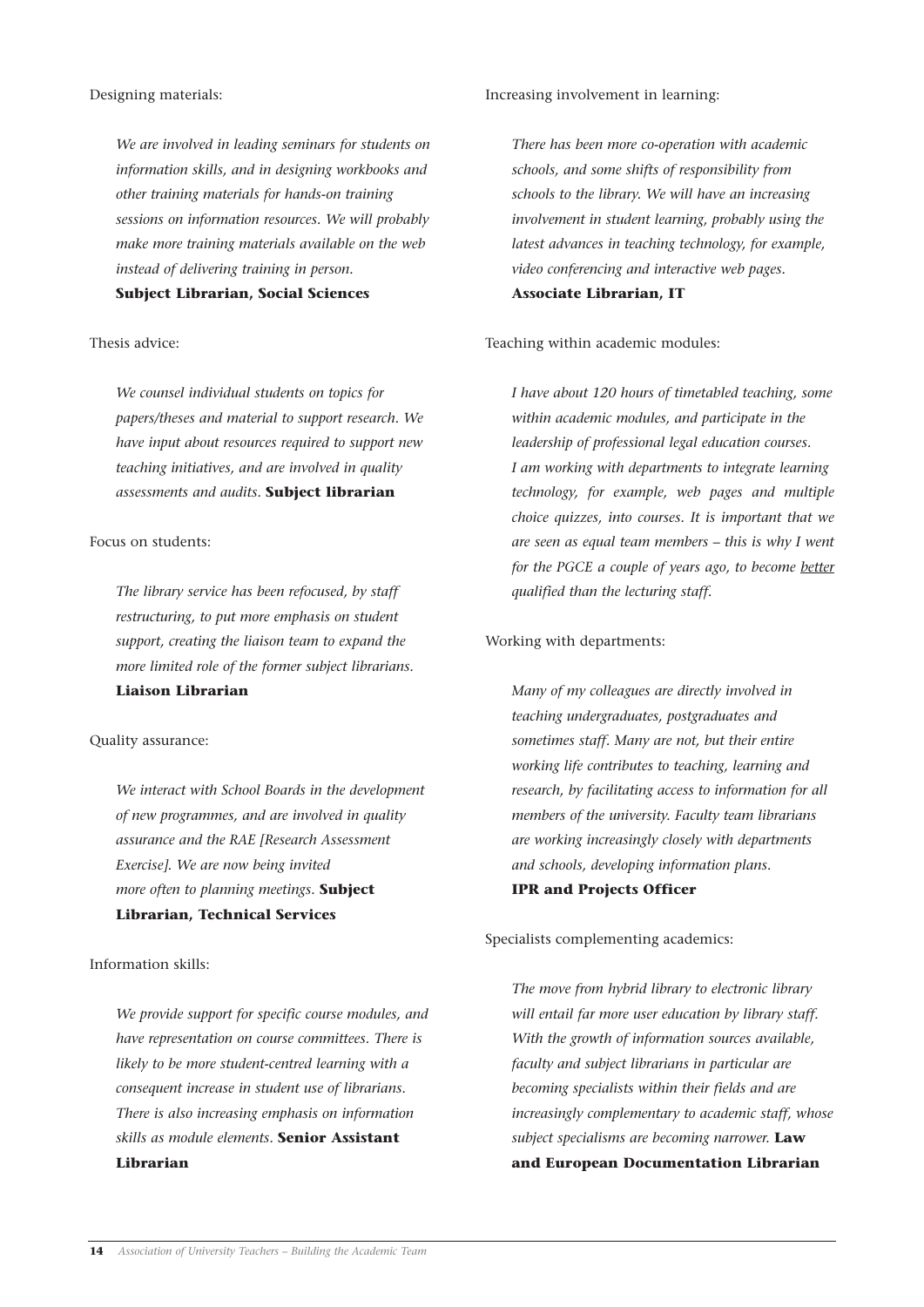Designing materials:

> *We are involved in leading seminars for students on information skills, and in designing workbooks and other training materials for hands-on training sessions on information resources. We will probably make more training materials available on the web instead of delivering training in person.*
> **Subject Librarian, Social Sciences**

Thesis advice:

> *We counsel individual students on topics for papers/theses and material to support research. We have input about resources required to support new teaching initiatives, and are involved in quality assessments and audits.* **Subject librarian**

Focus on students:

> *The library service has been refocused, by staff restructuring, to put more emphasis on student support, creating the liaison team to expand the more limited role of the former subject librarians.*
> **Liaison Librarian**

Quality assurance:

> *We interact with School Boards in the development of new programmes, and are involved in quality assurance and the RAE [Research Assessment Exercise]. We are now being invited more often to planning meetings.* **Subject Librarian, Technical Services**

Information skills:

> *We provide support for specific course modules, and have representation on course committees. There is likely to be more student-centred learning with a consequent increase in student use of librarians. There is also increasing emphasis on information skills as module elements.* **Senior Assistant Librarian**

Increasing involvement in learning:

> *There has been more co-operation with academic schools, and some shifts of responsibility from schools to the library. We will have an increasing involvement in student learning, probably using the latest advances in teaching technology, for example, video conferencing and interactive web pages.*
> **Associate Librarian, IT**

Teaching within academic modules:

> *I have about 120 hours of timetabled teaching, some within academic modules, and participate in the leadership of professional legal education courses. I am working with departments to integrate learning technology, for example, web pages and multiple choice quizzes, into courses. It is important that we are seen as equal team members – this is why I went for the PGCE a couple of years ago, to become <u>better</u> qualified than the lecturing staff.*

Working with departments:

> *Many of my colleagues are directly involved in teaching undergraduates, postgraduates and sometimes staff. Many are not, but their entire working life contributes to teaching, learning and research, by facilitating access to information for all members of the university. Faculty team librarians are working increasingly closely with departments and schools, developing information plans.*
> **IPR and Projects Officer**

Specialists complementing academics:

> *The move from hybrid library to electronic library will entail far more user education by library staff. With the growth of information sources available, faculty and subject librarians in particular are becoming specialists within their fields and are increasingly complementary to academic staff, whose subject specialisms are becoming narrower.* **Law and European Documentation Librarian**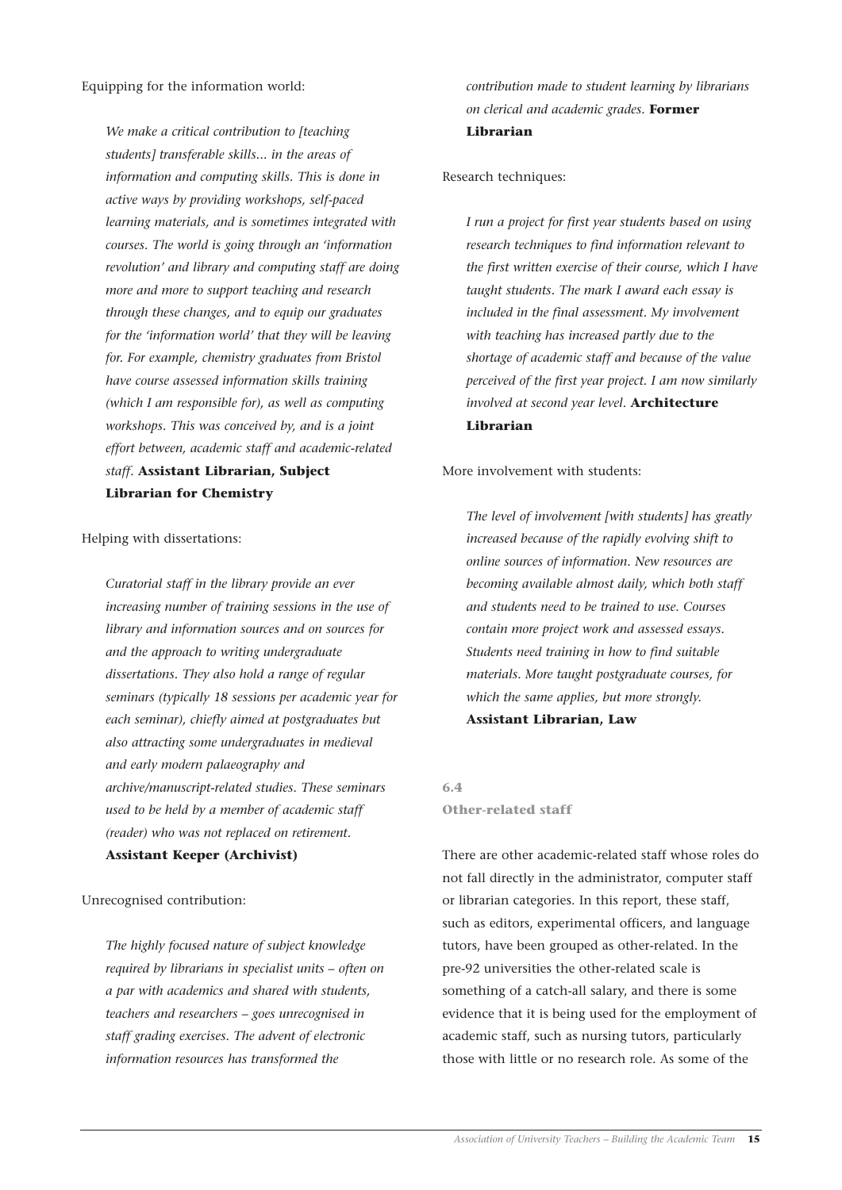Equipping for the information world:

> *We make a critical contribution to [teaching students] transferable skills... in the areas of information and computing skills. This is done in active ways by providing workshops, self-paced learning materials, and is sometimes integrated with courses. The world is going through an 'information revolution' and library and computing staff are doing more and more to support teaching and research through these changes, and to equip our graduates for the 'information world' that they will be leaving for. For example, chemistry graduates from Bristol have course assessed information skills training (which I am responsible for), as well as computing workshops. This was conceived by, and is a joint effort between, academic staff and academic-related staff.* **Assistant Librarian, Subject Librarian for Chemistry**

Helping with dissertations:

> *Curatorial staff in the library provide an ever increasing number of training sessions in the use of library and information sources and on sources for and the approach to writing undergraduate dissertations. They also hold a range of regular seminars (typically 18 sessions per academic year for each seminar), chiefly aimed at postgraduates but also attracting some undergraduates in medieval and early modern palaeography and archive/manuscript-related studies. These seminars used to be held by a member of academic staff (reader) who was not replaced on retirement.* **Assistant Keeper (Archivist)**

Unrecognised contribution:

> *The highly focused nature of subject knowledge required by librarians in specialist units – often on a par with academics and shared with students, teachers and researchers – goes unrecognised in staff grading exercises. The advent of electronic information resources has transformed the contribution made to student learning by librarians on clerical and academic grades.* **Former Librarian**

Research techniques:

> *I run a project for first year students based on using research techniques to find information relevant to the first written exercise of their course, which I have taught students. The mark I award each essay is included in the final assessment. My involvement with teaching has increased partly due to the shortage of academic staff and because of the value perceived of the first year project. I am now similarly involved at second year level.* **Architecture Librarian**

More involvement with students:

> *The level of involvement [with students] has greatly increased because of the rapidly evolving shift to online sources of information. New resources are becoming available almost daily, which both staff and students need to be trained to use. Courses contain more project work and assessed essays. Students need training in how to find suitable materials. More taught postgraduate courses, for which the same applies, but more strongly.* **Assistant Librarian, Law**

### 6.4 Other-related staff

There are other academic-related staff whose roles do not fall directly in the administrator, computer staff or librarian categories. In this report, these staff, such as editors, experimental officers, and language tutors, have been grouped as other-related. In the pre-92 universities the other-related scale is something of a catch-all salary, and there is some evidence that it is being used for the employment of academic staff, such as nursing tutors, particularly those with little or no research role. As some of the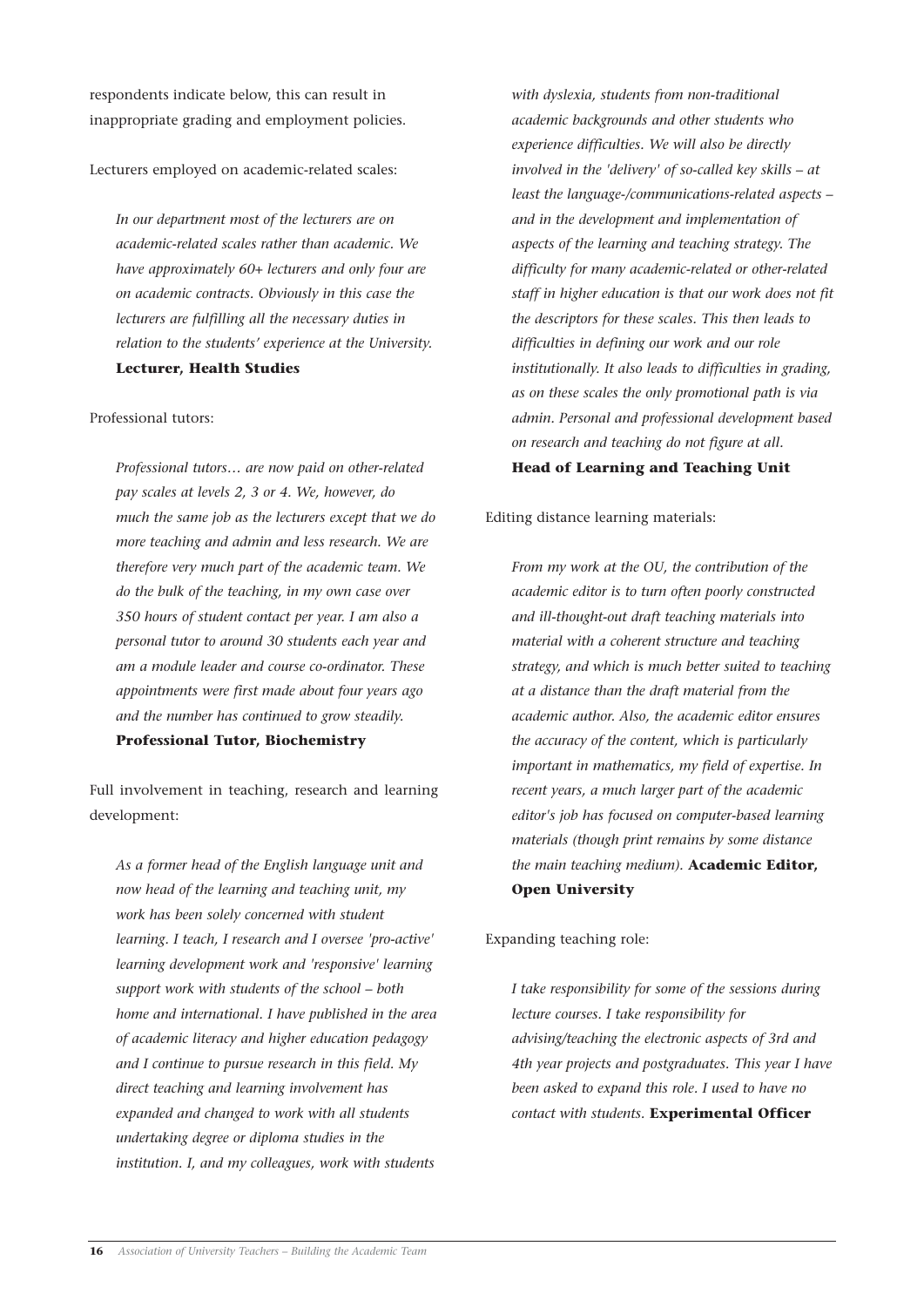respondents indicate below, this can result in inappropriate grading and employment policies.

Lecturers employed on academic-related scales:

> *In our department most of the lecturers are on academic-related scales rather than academic. We have approximately 60+ lecturers and only four are on academic contracts. Obviously in this case the lecturers are fulfilling all the necessary duties in relation to the students' experience at the University.* **Lecturer, Health Studies**

Professional tutors:

> *Professional tutors… are now paid on other-related pay scales at levels 2, 3 or 4. We, however, do much the same job as the lecturers except that we do more teaching and admin and less research. We are therefore very much part of the academic team. We do the bulk of the teaching, in my own case over 350 hours of student contact per year. I am also a personal tutor to around 30 students each year and am a module leader and course co-ordinator. These appointments were first made about four years ago and the number has continued to grow steadily.* **Professional Tutor, Biochemistry**

Full involvement in teaching, research and learning development:

> *As a former head of the English language unit and now head of the learning and teaching unit, my work has been solely concerned with student learning. I teach, I research and I oversee 'pro-active' learning development work and 'responsive' learning support work with students of the school – both home and international. I have published in the area of academic literacy and higher education pedagogy and I continue to pursue research in this field. My direct teaching and learning involvement has expanded and changed to work with all students undertaking degree or diploma studies in the institution. I, and my colleagues, work with students with dyslexia, students from non-traditional academic backgrounds and other students who experience difficulties. We will also be directly involved in the 'delivery' of so-called key skills – at least the language-/communications-related aspects – and in the development and implementation of aspects of the learning and teaching strategy. The difficulty for many academic-related or other-related staff in higher education is that our work does not fit the descriptors for these scales. This then leads to difficulties in defining our work and our role institutionally. It also leads to difficulties in grading, as on these scales the only promotional path is via admin. Personal and professional development based on research and teaching do not figure at all.* **Head of Learning and Teaching Unit**

Editing distance learning materials:

> *From my work at the OU, the contribution of the academic editor is to turn often poorly constructed and ill-thought-out draft teaching materials into material with a coherent structure and teaching strategy, and which is much better suited to teaching at a distance than the draft material from the academic author. Also, the academic editor ensures the accuracy of the content, which is particularly important in mathematics, my field of expertise. In recent years, a much larger part of the academic editor's job has focused on computer-based learning materials (though print remains by some distance the main teaching medium).* **Academic Editor, Open University**

Expanding teaching role:

> *I take responsibility for some of the sessions during lecture courses. I take responsibility for advising/teaching the electronic aspects of 3rd and 4th year projects and postgraduates. This year I have been asked to expand this role. I used to have no contact with students.* **Experimental Officer**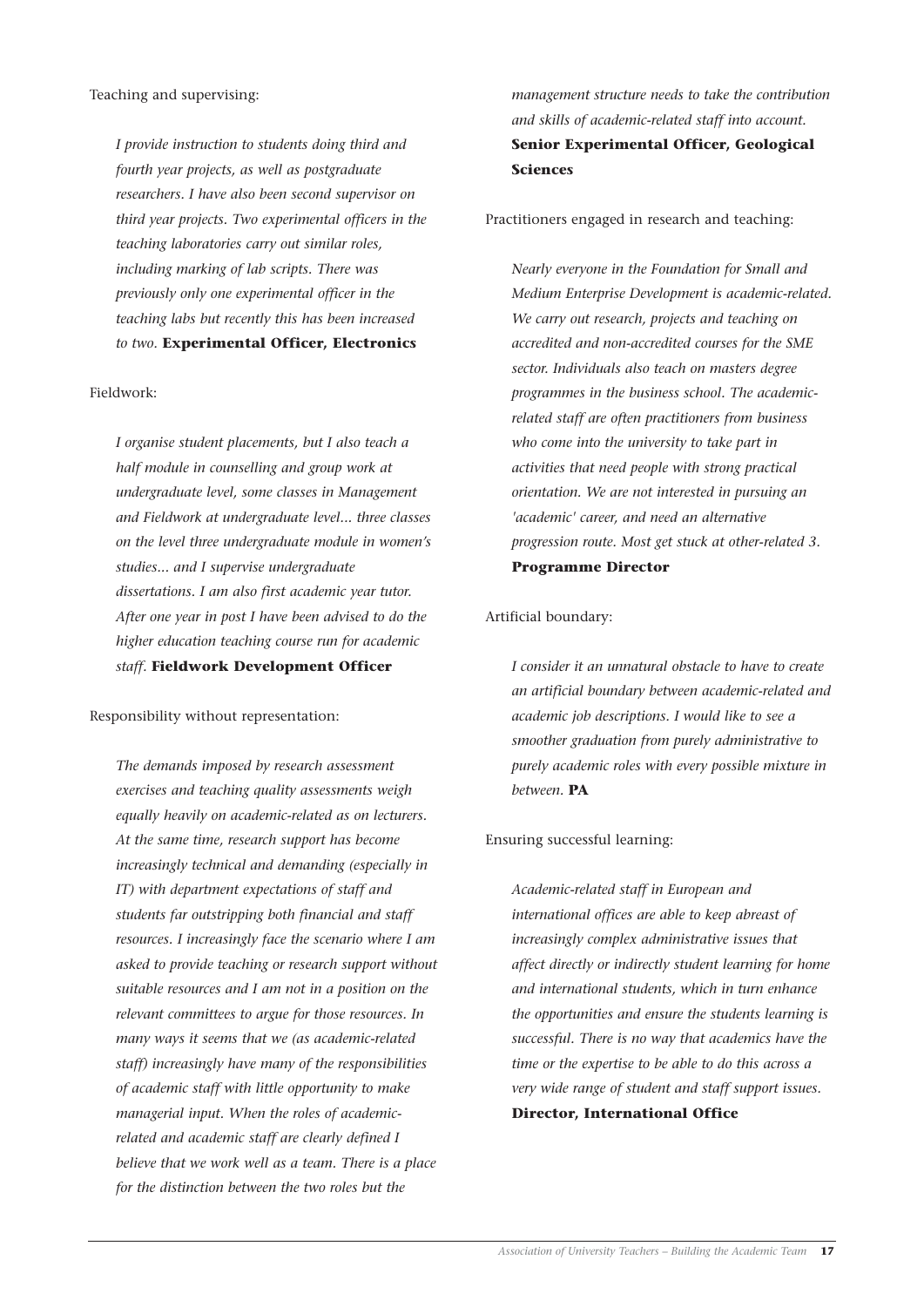Teaching and supervising:

*I provide instruction to students doing third and fourth year projects, as well as postgraduate researchers. I have also been second supervisor on third year projects. Two experimental officers in the teaching laboratories carry out similar roles, including marking of lab scripts. There was previously only one experimental officer in the teaching labs but recently this has been increased to two.* **Experimental Officer, Electronics**

Fieldwork:

*I organise student placements, but I also teach a half module in counselling and group work at undergraduate level, some classes in Management and Fieldwork at undergraduate level... three classes on the level three undergraduate module in women's studies... and I supervise undergraduate dissertations. I am also first academic year tutor. After one year in post I have been advised to do the higher education teaching course run for academic staff.* **Fieldwork Development Officer**

Responsibility without representation:

*The demands imposed by research assessment exercises and teaching quality assessments weigh equally heavily on academic-related as on lecturers. At the same time, research support has become increasingly technical and demanding (especially in IT) with department expectations of staff and students far outstripping both financial and staff resources. I increasingly face the scenario where I am asked to provide teaching or research support without suitable resources and I am not in a position on the relevant committees to argue for those resources. In many ways it seems that we (as academic-related staff) increasingly have many of the responsibilities of academic staff with little opportunity to make managerial input. When the roles of academic-related and academic staff are clearly defined I believe that we work well as a team. There is a place for the distinction between the two roles but the management structure needs to take the contribution and skills of academic-related staff into account.* **Senior Experimental Officer, Geological Sciences**

Practitioners engaged in research and teaching:

*Nearly everyone in the Foundation for Small and Medium Enterprise Development is academic-related. We carry out research, projects and teaching on accredited and non-accredited courses for the SME sector. Individuals also teach on masters degree programmes in the business school. The academic-related staff are often practitioners from business who come into the university to take part in activities that need people with strong practical orientation. We are not interested in pursuing an 'academic' career, and need an alternative progression route. Most get stuck at other-related 3.* **Programme Director**

Artificial boundary:

*I consider it an unnatural obstacle to have to create an artificial boundary between academic-related and academic job descriptions. I would like to see a smoother graduation from purely administrative to purely academic roles with every possible mixture in between.* **PA**

Ensuring successful learning:

*Academic-related staff in European and international offices are able to keep abreast of increasingly complex administrative issues that affect directly or indirectly student learning for home and international students, which in turn enhance the opportunities and ensure the students learning is successful. There is no way that academics have the time or the expertise to be able to do this across a very wide range of student and staff support issues.* **Director, International Office**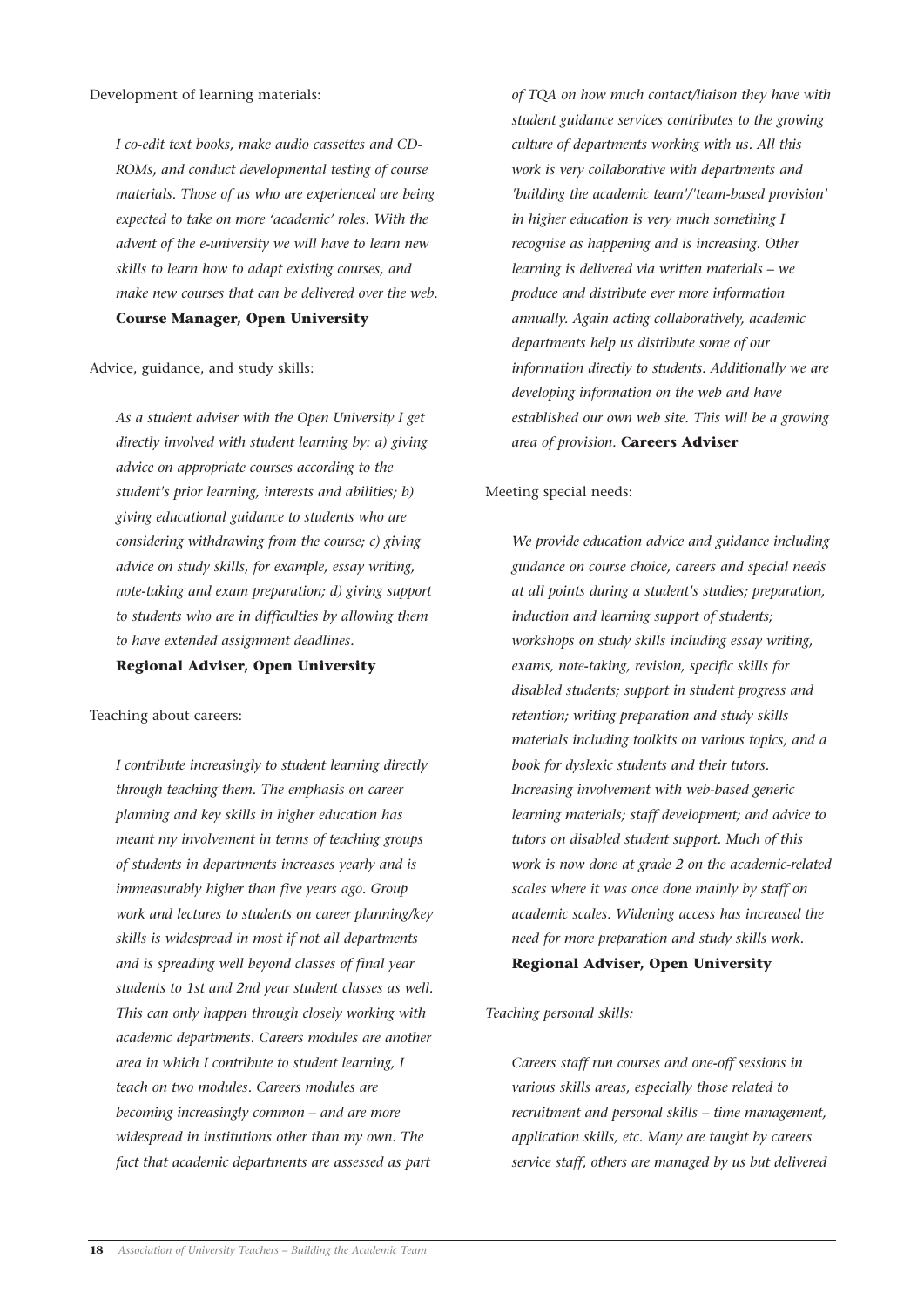Development of learning materials:

> *I co-edit text books, make audio cassettes and CD-ROMs, and conduct developmental testing of course materials. Those of us who are experienced are being expected to take on more 'academic' roles. With the advent of the e-university we will have to learn new skills to learn how to adapt existing courses, and make new courses that can be delivered over the web.* **Course Manager, Open University**

Advice, guidance, and study skills:

> *As a student adviser with the Open University I get directly involved with student learning by: a) giving advice on appropriate courses according to the student's prior learning, interests and abilities; b) giving educational guidance to students who are considering withdrawing from the course; c) giving advice on study skills, for example, essay writing, note-taking and exam preparation; d) giving support to students who are in difficulties by allowing them to have extended assignment deadlines.* **Regional Adviser, Open University**

Teaching about careers:

> *I contribute increasingly to student learning directly through teaching them. The emphasis on career planning and key skills in higher education has meant my involvement in terms of teaching groups of students in departments increases yearly and is immeasurably higher than five years ago. Group work and lectures to students on career planning/key skills is widespread in most if not all departments and is spreading well beyond classes of final year students to 1st and 2nd year student classes as well. This can only happen through closely working with academic departments. Careers modules are another area in which I contribute to student learning, I teach on two modules. Careers modules are becoming increasingly common – and are more widespread in institutions other than my own. The fact that academic departments are assessed as part of TQA on how much contact/liaison they have with student guidance services contributes to the growing culture of departments working with us. All this work is very collaborative with departments and 'building the academic team'/'team-based provision' in higher education is very much something I recognise as happening and is increasing. Other learning is delivered via written materials – we produce and distribute ever more information annually. Again acting collaboratively, academic departments help us distribute some of our information directly to students. Additionally we are developing information on the web and have established our own web site. This will be a growing area of provision.* **Careers Adviser**

Meeting special needs:

> *We provide education advice and guidance including guidance on course choice, careers and special needs at all points during a student's studies; preparation, induction and learning support of students; workshops on study skills including essay writing, exams, note-taking, revision, specific skills for disabled students; support in student progress and retention; writing preparation and study skills materials including toolkits on various topics, and a book for dyslexic students and their tutors. Increasing involvement with web-based generic learning materials; staff development; and advice to tutors on disabled student support. Much of this work is now done at grade 2 on the academic-related scales where it was once done mainly by staff on academic scales. Widening access has increased the need for more preparation and study skills work.* **Regional Adviser, Open University**

*Teaching personal skills:*

> *Careers staff run courses and one-off sessions in various skills areas, especially those related to recruitment and personal skills – time management, application skills, etc. Many are taught by careers service staff, others are managed by us but delivered*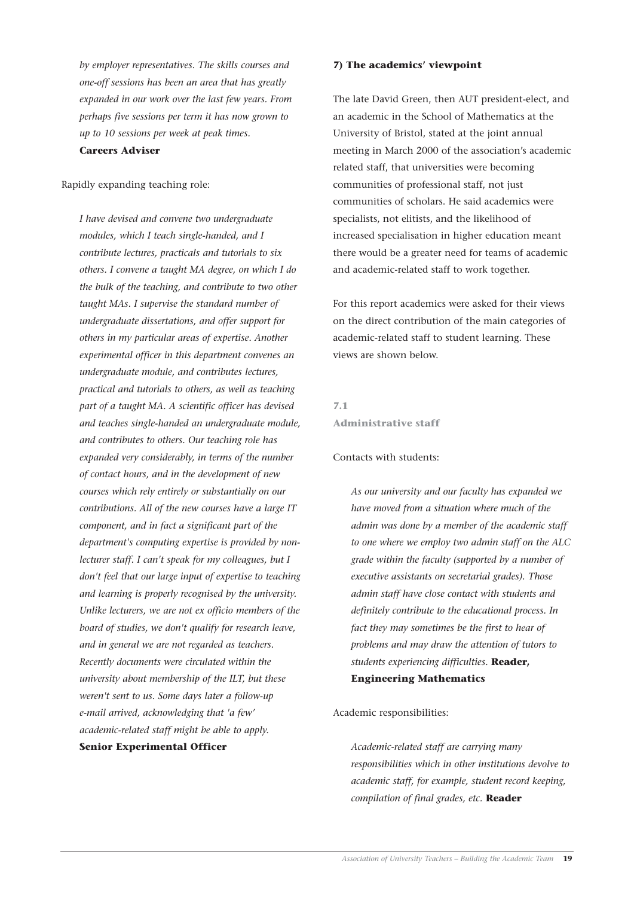*by employer representatives. The skills courses and one-off sessions has been an area that has greatly expanded in our work over the last few years. From perhaps five sessions per term it has now grown to up to 10 sessions per week at peak times.*
**Careers Adviser**

Rapidly expanding teaching role:

*I have devised and convene two undergraduate modules, which I teach single-handed, and I contribute lectures, practicals and tutorials to six others. I convene a taught MA degree, on which I do the bulk of the teaching, and contribute to two other taught MAs. I supervise the standard number of undergraduate dissertations, and offer support for others in my particular areas of expertise. Another experimental officer in this department convenes an undergraduate module, and contributes lectures, practical and tutorials to others, as well as teaching part of a taught MA. A scientific officer has devised and teaches single-handed an undergraduate module, and contributes to others. Our teaching role has expanded very considerably, in terms of the number of contact hours, and in the development of new courses which rely entirely or substantially on our contributions. All of the new courses have a large IT component, and in fact a significant part of the department's computing expertise is provided by non-lecturer staff. I can't speak for my colleagues, but I don't feel that our large input of expertise to teaching and learning is properly recognised by the university. Unlike lecturers, we are not ex officio members of the board of studies, we don't qualify for research leave, and in general we are not regarded as teachers. Recently documents were circulated within the university about membership of the ILT, but these weren't sent to us. Some days later a follow-up e-mail arrived, acknowledging that 'a few' academic-related staff might be able to apply.*
**Senior Experimental Officer**

## 7) The academics' viewpoint

The late David Green, then AUT president-elect, and an academic in the School of Mathematics at the University of Bristol, stated at the joint annual meeting in March 2000 of the association's academic related staff, that universities were becoming communities of professional staff, not just communities of scholars. He said academics were specialists, not elitists, and the likelihood of increased specialisation in higher education meant there would be a greater need for teams of academic and academic-related staff to work together.

For this report academics were asked for their views on the direct contribution of the main categories of academic-related staff to student learning. These views are shown below.

### 7.1 Administrative staff

Contacts with students:

*As our university and our faculty has expanded we have moved from a situation where much of the admin was done by a member of the academic staff to one where we employ two admin staff on the ALC grade within the faculty (supported by a number of executive assistants on secretarial grades). Those admin staff have close contact with students and definitely contribute to the educational process. In fact they may sometimes be the first to hear of problems and may draw the attention of tutors to students experiencing difficulties.* **Reader, Engineering Mathematics**

Academic responsibilities:

*Academic-related staff are carrying many responsibilities which in other institutions devolve to academic staff, for example, student record keeping, compilation of final grades, etc.* **Reader**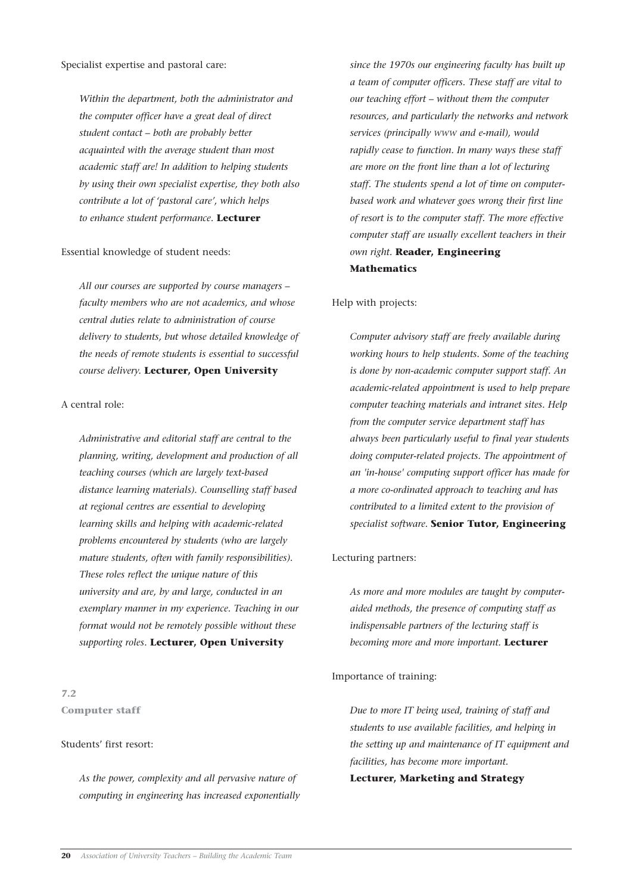Specialist expertise and pastoral care:

> *Within the department, both the administrator and the computer officer have a great deal of direct student contact – both are probably better acquainted with the average student than most academic staff are! In addition to helping students by using their own specialist expertise, they both also contribute a lot of 'pastoral care', which helps to enhance student performance.* **Lecturer**

Essential knowledge of student needs:

> *All our courses are supported by course managers – faculty members who are not academics, and whose central duties relate to administration of course delivery to students, but whose detailed knowledge of the needs of remote students is essential to successful course delivery.* **Lecturer, Open University**

A central role:

> *Administrative and editorial staff are central to the planning, writing, development and production of all teaching courses (which are largely text-based distance learning materials). Counselling staff based at regional centres are essential to developing learning skills and helping with academic-related problems encountered by students (who are largely mature students, often with family responsibilities). These roles reflect the unique nature of this university and are, by and large, conducted in an exemplary manner in my experience. Teaching in our format would not be remotely possible without these supporting roles.* **Lecturer, Open University**

## 7.2 Computer staff

Students' first resort:

> *As the power, complexity and all pervasive nature of computing in engineering has increased exponentially since the 1970s our engineering faculty has built up a team of computer officers. These staff are vital to our teaching effort – without them the computer resources, and particularly the networks and network services (principally WWW and e-mail), would rapidly cease to function. In many ways these staff are more on the front line than a lot of lecturing staff. The students spend a lot of time on computer-based work and whatever goes wrong their first line of resort is to the computer staff. The more effective computer staff are usually excellent teachers in their own right.* **Reader, Engineering Mathematics**

Help with projects:

> *Computer advisory staff are freely available during working hours to help students. Some of the teaching is done by non-academic computer support staff. An academic-related appointment is used to help prepare computer teaching materials and intranet sites. Help from the computer service department staff has always been particularly useful to final year students doing computer-related projects. The appointment of an 'in-house' computing support officer has made for a more co-ordinated approach to teaching and has contributed to a limited extent to the provision of specialist software.* **Senior Tutor, Engineering**

Lecturing partners:

> *As more and more modules are taught by computer-aided methods, the presence of computing staff as indispensable partners of the lecturing staff is becoming more and more important.* **Lecturer**

Importance of training:

> *Due to more IT being used, training of staff and students to use available facilities, and helping in the setting up and maintenance of IT equipment and facilities, has become more important.* **Lecturer, Marketing and Strategy**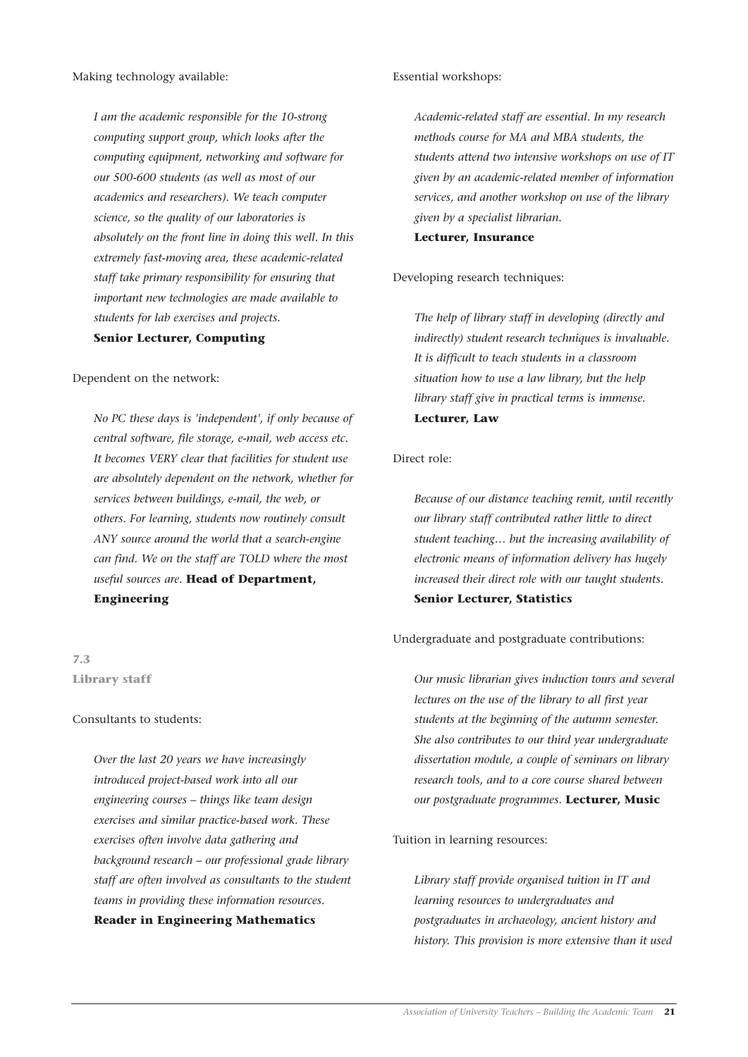Making technology available:

*I am the academic responsible for the 10-strong computing support group, which looks after the computing equipment, networking and software for our 500-600 students (as well as most of our academics and researchers). We teach computer science, so the quality of our laboratories is absolutely on the front line in doing this well. In this extremely fast-moving area, these academic-related staff take primary responsibility for ensuring that important new technologies are made available to students for lab exercises and projects.*
**Senior Lecturer, Computing**

Dependent on the network:

*No PC these days is 'independent', if only because of central software, file storage, e-mail, web access etc. It becomes VERY clear that facilities for student use are absolutely dependent on the network, whether for services between buildings, e-mail, the web, or others. For learning, students now routinely consult ANY source around the world that a search-engine can find. We on the staff are TOLD where the most useful sources are.* **Head of Department, Engineering**

### 7.3 Library staff

Consultants to students:

*Over the last 20 years we have increasingly introduced project-based work into all our engineering courses – things like team design exercises and similar practice-based work. These exercises often involve data gathering and background research – our professional grade library staff are often involved as consultants to the student teams in providing these information resources.*
**Reader in Engineering Mathematics**

Essential workshops:

*Academic-related staff are essential. In my research methods course for MA and MBA students, the students attend two intensive workshops on use of IT given by an academic-related member of information services, and another workshop on use of the library given by a specialist librarian.*
**Lecturer, Insurance**

Developing research techniques:

*The help of library staff in developing (directly and indirectly) student research techniques is invaluable. It is difficult to teach students in a classroom situation how to use a law library, but the help library staff give in practical terms is immense.*
**Lecturer, Law**

Direct role:

*Because of our distance teaching remit, until recently our library staff contributed rather little to direct student teaching… but the increasing availability of electronic means of information delivery has hugely increased their direct role with our taught students.*
**Senior Lecturer, Statistics**

Undergraduate and postgraduate contributions:

*Our music librarian gives induction tours and several lectures on the use of the library to all first year students at the beginning of the autumn semester. She also contributes to our third year undergraduate dissertation module, a couple of seminars on library research tools, and to a core course shared between our postgraduate programmes.* **Lecturer, Music**

Tuition in learning resources:

*Library staff provide organised tuition in IT and learning resources to undergraduates and postgraduates in archaeology, ancient history and history. This provision is more extensive than it used*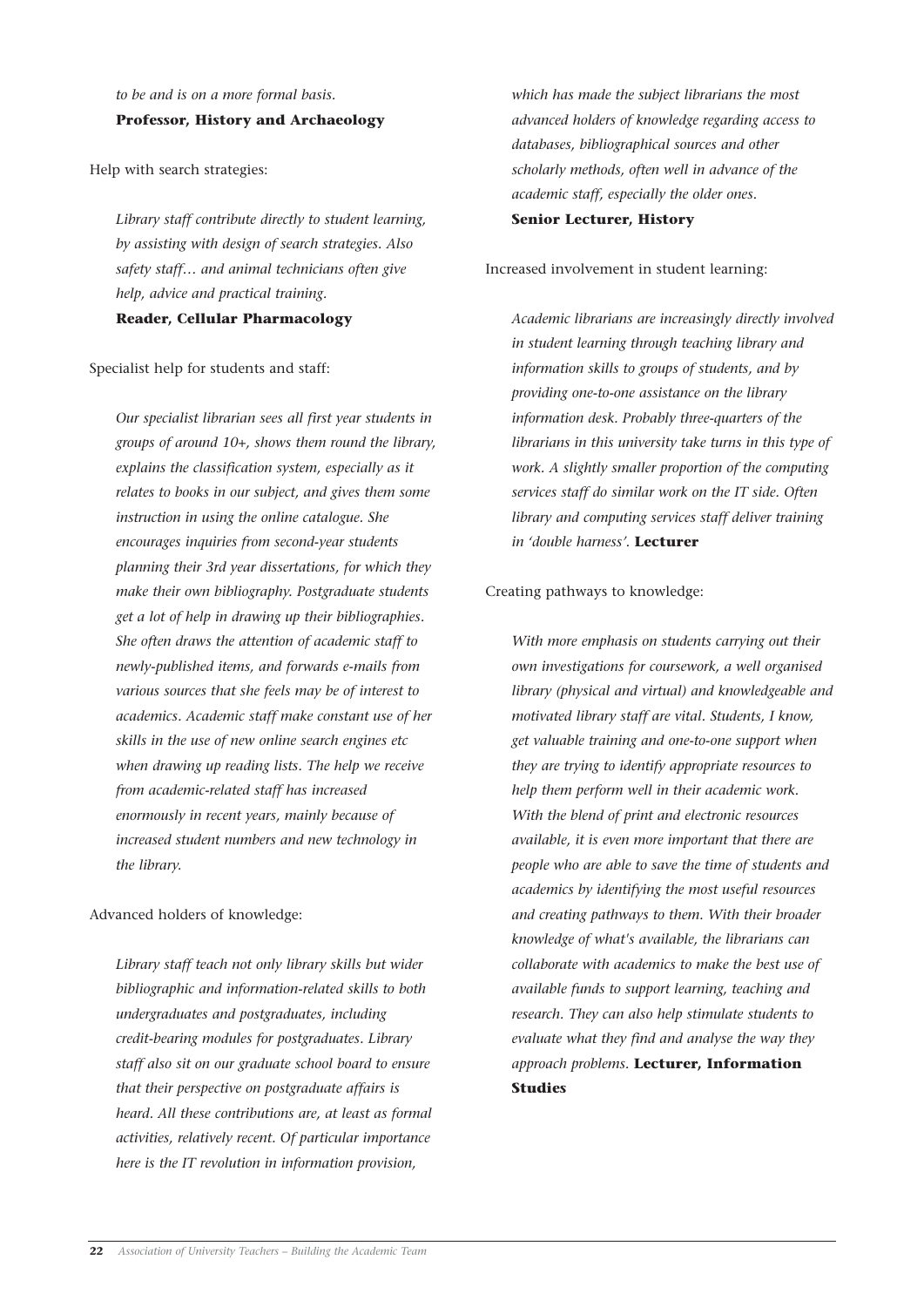*to be and is on a more formal basis.*
**Professor, History and Archaeology**

Help with search strategies:

*Library staff contribute directly to student learning, by assisting with design of search strategies. Also safety staff… and animal technicians often give help, advice and practical training.*
**Reader, Cellular Pharmacology**

Specialist help for students and staff:

*Our specialist librarian sees all first year students in groups of around 10+, shows them round the library, explains the classification system, especially as it relates to books in our subject, and gives them some instruction in using the online catalogue. She encourages inquiries from second-year students planning their 3rd year dissertations, for which they make their own bibliography. Postgraduate students get a lot of help in drawing up their bibliographies. She often draws the attention of academic staff to newly-published items, and forwards e-mails from various sources that she feels may be of interest to academics. Academic staff make constant use of her skills in the use of new online search engines etc when drawing up reading lists. The help we receive from academic-related staff has increased enormously in recent years, mainly because of increased student numbers and new technology in the library.*

Advanced holders of knowledge:

*Library staff teach not only library skills but wider bibliographic and information-related skills to both undergraduates and postgraduates, including credit-bearing modules for postgraduates. Library staff also sit on our graduate school board to ensure that their perspective on postgraduate affairs is heard. All these contributions are, at least as formal activities, relatively recent. Of particular importance here is the IT revolution in information provision, which has made the subject librarians the most advanced holders of knowledge regarding access to databases, bibliographical sources and other scholarly methods, often well in advance of the academic staff, especially the older ones.*
**Senior Lecturer, History**

Increased involvement in student learning:

*Academic librarians are increasingly directly involved in student learning through teaching library and information skills to groups of students, and by providing one-to-one assistance on the library information desk. Probably three-quarters of the librarians in this university take turns in this type of work. A slightly smaller proportion of the computing services staff do similar work on the IT side. Often library and computing services staff deliver training in 'double harness'.* **Lecturer**

Creating pathways to knowledge:

*With more emphasis on students carrying out their own investigations for coursework, a well organised library (physical and virtual) and knowledgeable and motivated library staff are vital. Students, I know, get valuable training and one-to-one support when they are trying to identify appropriate resources to help them perform well in their academic work. With the blend of print and electronic resources available, it is even more important that there are people who are able to save the time of students and academics by identifying the most useful resources and creating pathways to them. With their broader knowledge of what's available, the librarians can collaborate with academics to make the best use of available funds to support learning, teaching and research. They can also help stimulate students to evaluate what they find and analyse the way they approach problems.* **Lecturer, Information Studies**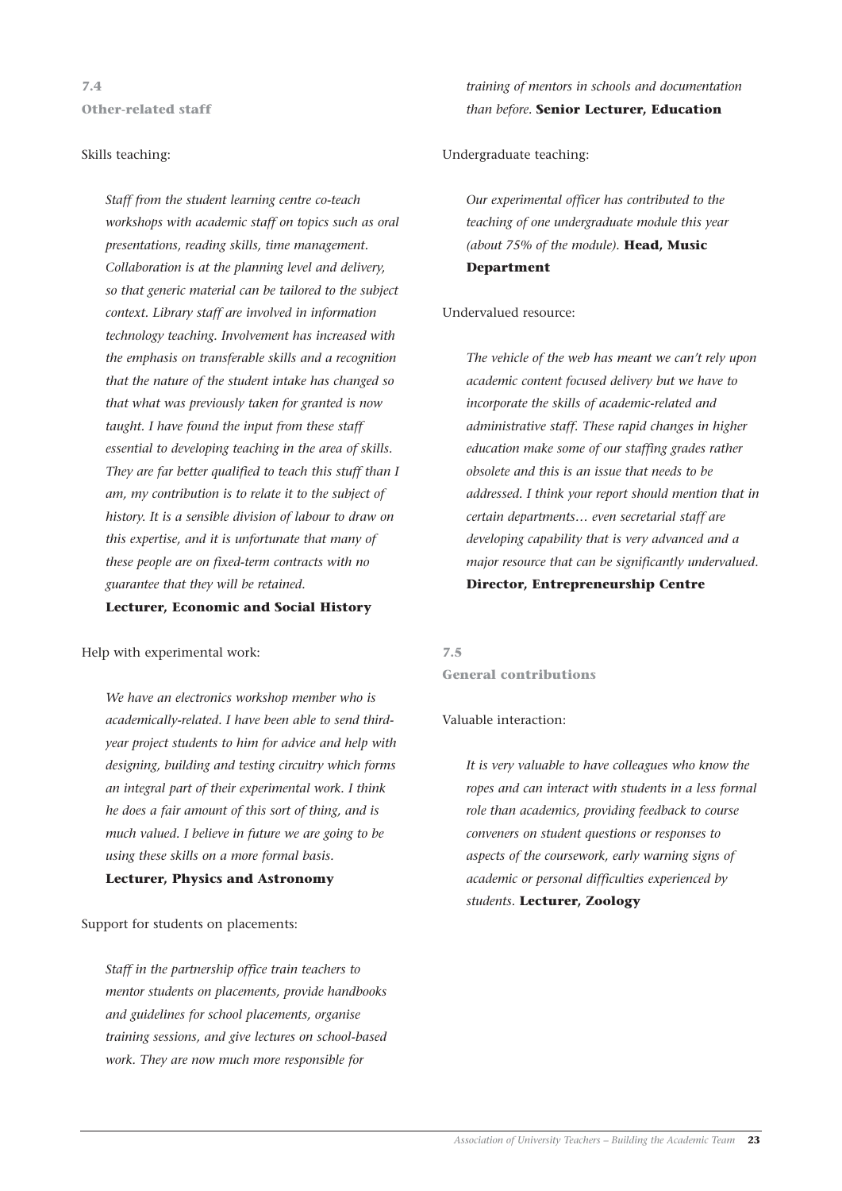### 7.4
### Other-related staff

Skills teaching:

> *Staff from the student learning centre co-teach workshops with academic staff on topics such as oral presentations, reading skills, time management. Collaboration is at the planning level and delivery, so that generic material can be tailored to the subject context. Library staff are involved in information technology teaching. Involvement has increased with the emphasis on transferable skills and a recognition that the nature of the student intake has changed so that what was previously taken for granted is now taught. I have found the input from these staff essential to developing teaching in the area of skills. They are far better qualified to teach this stuff than I am, my contribution is to relate it to the subject of history. It is a sensible division of labour to draw on this expertise, and it is unfortunate that many of these people are on fixed-term contracts with no guarantee that they will be retained.*
> **Lecturer, Economic and Social History**

Help with experimental work:

> *We have an electronics workshop member who is academically-related. I have been able to send third-year project students to him for advice and help with designing, building and testing circuitry which forms an integral part of their experimental work. I think he does a fair amount of this sort of thing, and is much valued. I believe in future we are going to be using these skills on a more formal basis.*
> **Lecturer, Physics and Astronomy**

Support for students on placements:

> *Staff in the partnership office train teachers to mentor students on placements, provide handbooks and guidelines for school placements, organise training sessions, and give lectures on school-based work. They are now much more responsible for training of mentors in schools and documentation than before.* **Senior Lecturer, Education**

Undergraduate teaching:

> *Our experimental officer has contributed to the teaching of one undergraduate module this year (about 75% of the module).* **Head, Music Department**

Undervalued resource:

> *The vehicle of the web has meant we can't rely upon academic content focused delivery but we have to incorporate the skills of academic-related and administrative staff. These rapid changes in higher education make some of our staffing grades rather obsolete and this is an issue that needs to be addressed. I think your report should mention that in certain departments… even secretarial staff are developing capability that is very advanced and a major resource that can be significantly undervalued.*
> **Director, Entrepreneurship Centre**

### 7.5
### General contributions

Valuable interaction:

> *It is very valuable to have colleagues who know the ropes and can interact with students in a less formal role than academics, providing feedback to course conveners on student questions or responses to aspects of the coursework, early warning signs of academic or personal difficulties experienced by students.* **Lecturer, Zoology**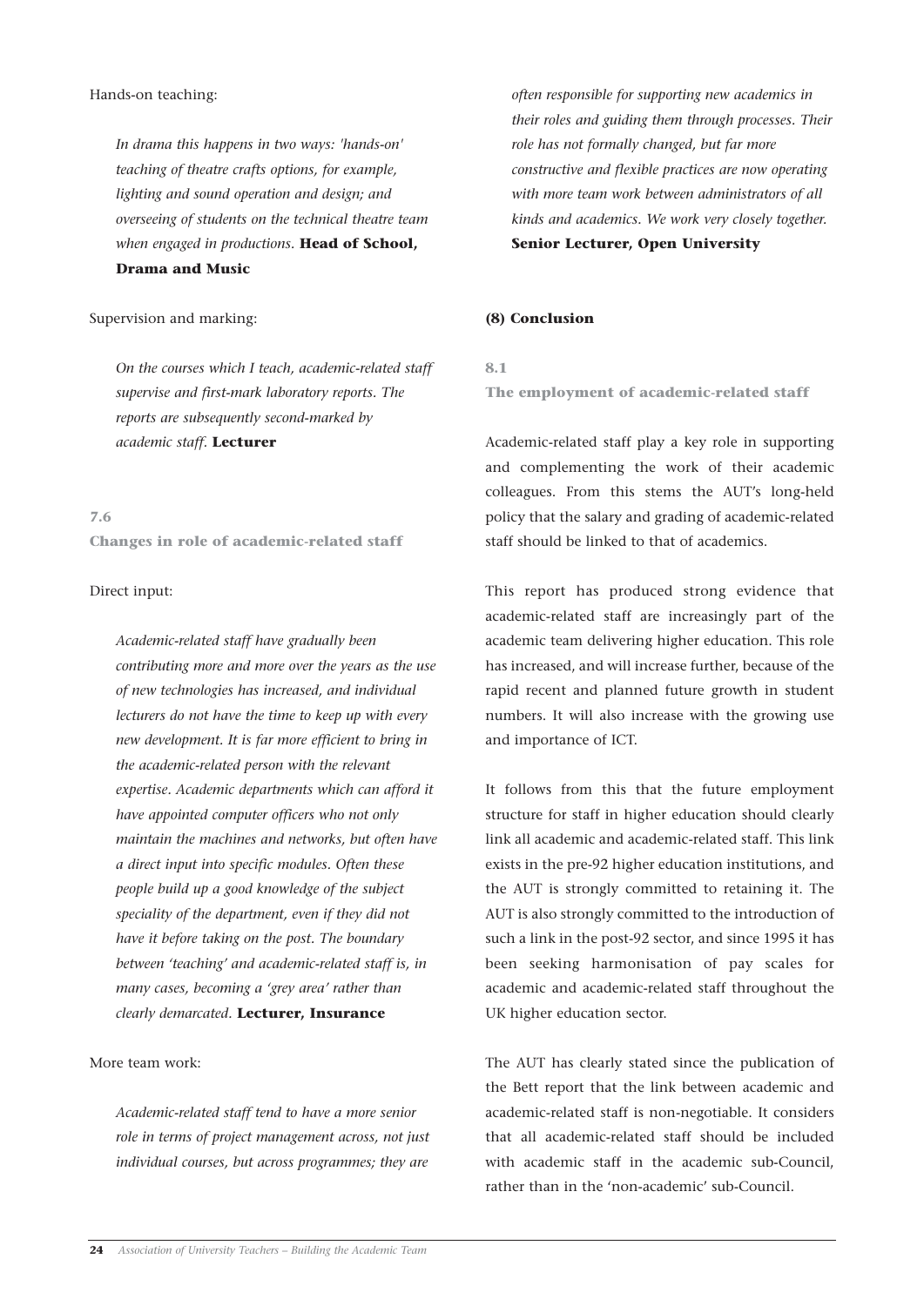Hands-on teaching:

> *In drama this happens in two ways: 'hands-on' teaching of theatre crafts options, for example, lighting and sound operation and design; and overseeing of students on the technical theatre team when engaged in productions.* **Head of School, Drama and Music**

Supervision and marking:

> *On the courses which I teach, academic-related staff supervise and first-mark laboratory reports. The reports are subsequently second-marked by academic staff.* **Lecturer**

### 7.6
### Changes in role of academic-related staff

Direct input:

> *Academic-related staff have gradually been contributing more and more over the years as the use of new technologies has increased, and individual lecturers do not have the time to keep up with every new development. It is far more efficient to bring in the academic-related person with the relevant expertise. Academic departments which can afford it have appointed computer officers who not only maintain the machines and networks, but often have a direct input into specific modules. Often these people build up a good knowledge of the subject speciality of the department, even if they did not have it before taking on the post. The boundary between 'teaching' and academic-related staff is, in many cases, becoming a 'grey area' rather than clearly demarcated.* **Lecturer, Insurance**

More team work:

> *Academic-related staff tend to have a more senior role in terms of project management across, not just individual courses, but across programmes; they are often responsible for supporting new academics in their roles and guiding them through processes. Their role has not formally changed, but far more constructive and flexible practices are now operating with more team work between administrators of all kinds and academics. We work very closely together.* **Senior Lecturer, Open University**

## (8) Conclusion

### 8.1
### The employment of academic-related staff

Academic-related staff play a key role in supporting and complementing the work of their academic colleagues. From this stems the AUT's long-held policy that the salary and grading of academic-related staff should be linked to that of academics.

This report has produced strong evidence that academic-related staff are increasingly part of the academic team delivering higher education. This role has increased, and will increase further, because of the rapid recent and planned future growth in student numbers. It will also increase with the growing use and importance of ICT.

It follows from this that the future employment structure for staff in higher education should clearly link all academic and academic-related staff. This link exists in the pre-92 higher education institutions, and the AUT is strongly committed to retaining it. The AUT is also strongly committed to the introduction of such a link in the post-92 sector, and since 1995 it has been seeking harmonisation of pay scales for academic and academic-related staff throughout the UK higher education sector.

The AUT has clearly stated since the publication of the Bett report that the link between academic and academic-related staff is non-negotiable. It considers that all academic-related staff should be included with academic staff in the academic sub-Council, rather than in the 'non-academic' sub-Council.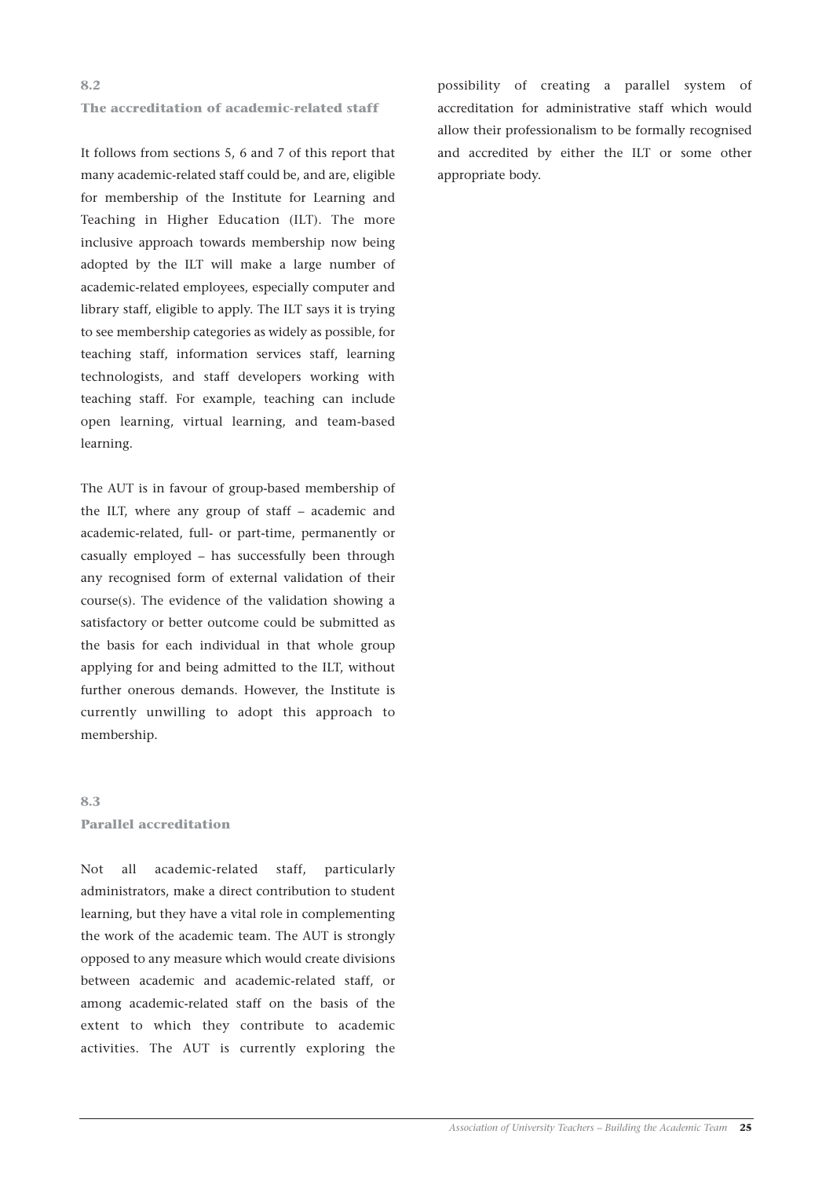## 8.2

## The accreditation of academic-related staff

It follows from sections 5, 6 and 7 of this report that many academic-related staff could be, and are, eligible for membership of the Institute for Learning and Teaching in Higher Education (ILT). The more inclusive approach towards membership now being adopted by the ILT will make a large number of academic-related employees, especially computer and library staff, eligible to apply. The ILT says it is trying to see membership categories as widely as possible, for teaching staff, information services staff, learning technologists, and staff developers working with teaching staff. For example, teaching can include open learning, virtual learning, and team-based learning.

The AUT is in favour of group-based membership of the ILT, where any group of staff – academic and academic-related, full- or part-time, permanently or casually employed – has successfully been through any recognised form of external validation of their course(s). The evidence of the validation showing a satisfactory or better outcome could be submitted as the basis for each individual in that whole group applying for and being admitted to the ILT, without further onerous demands. However, the Institute is currently unwilling to adopt this approach to membership.

## 8.3

## Parallel accreditation

Not all academic-related staff, particularly administrators, make a direct contribution to student learning, but they have a vital role in complementing the work of the academic team. The AUT is strongly opposed to any measure which would create divisions between academic and academic-related staff, or among academic-related staff on the basis of the extent to which they contribute to academic activities. The AUT is currently exploring the possibility of creating a parallel system of accreditation for administrative staff which would allow their professionalism to be formally recognised and accredited by either the ILT or some other appropriate body.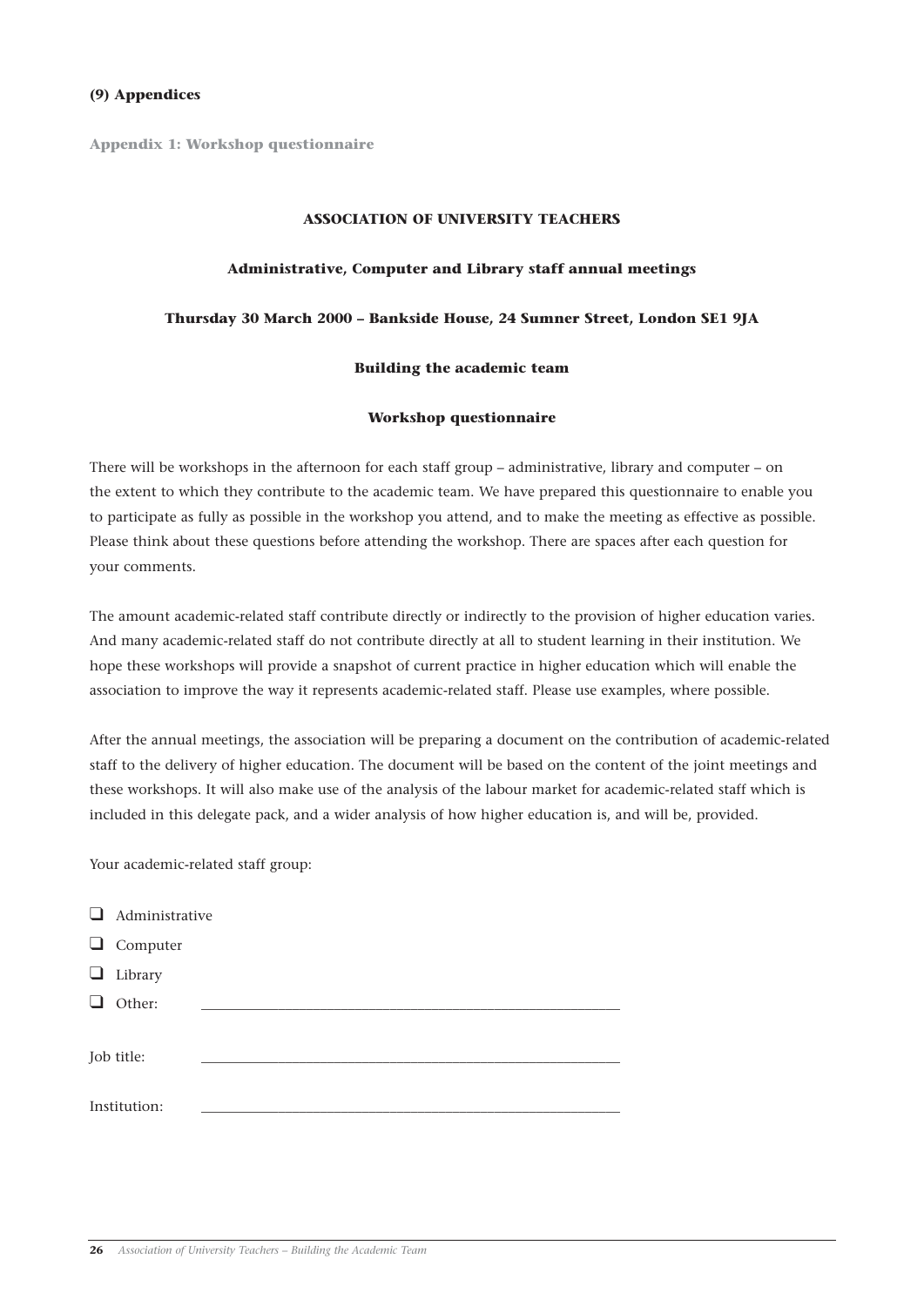## (9) Appendices

### Appendix 1: Workshop questionnaire

**ASSOCIATION OF UNIVERSITY TEACHERS**

**Administrative, Computer and Library staff annual meetings**

**Thursday 30 March 2000 – Bankside House, 24 Sumner Street, London SE1 9JA**

**Building the academic team**

**Workshop questionnaire**

There will be workshops in the afternoon for each staff group – administrative, library and computer – on the extent to which they contribute to the academic team. We have prepared this questionnaire to enable you to participate as fully as possible in the workshop you attend, and to make the meeting as effective as possible. Please think about these questions before attending the workshop. There are spaces after each question for your comments.

The amount academic-related staff contribute directly or indirectly to the provision of higher education varies. And many academic-related staff do not contribute directly at all to student learning in their institution. We hope these workshops will provide a snapshot of current practice in higher education which will enable the association to improve the way it represents academic-related staff. Please use examples, where possible.

After the annual meetings, the association will be preparing a document on the contribution of academic-related staff to the delivery of higher education. The document will be based on the content of the joint meetings and these workshops. It will also make use of the analysis of the labour market for academic-related staff which is included in this delegate pack, and a wider analysis of how higher education is, and will be, provided.

Your academic-related staff group:

- ☐ Administrative
- ☐ Computer
- ☐ Library
- ☐ Other: ______________________________

Job title: ______________________________

Institution: ______________________________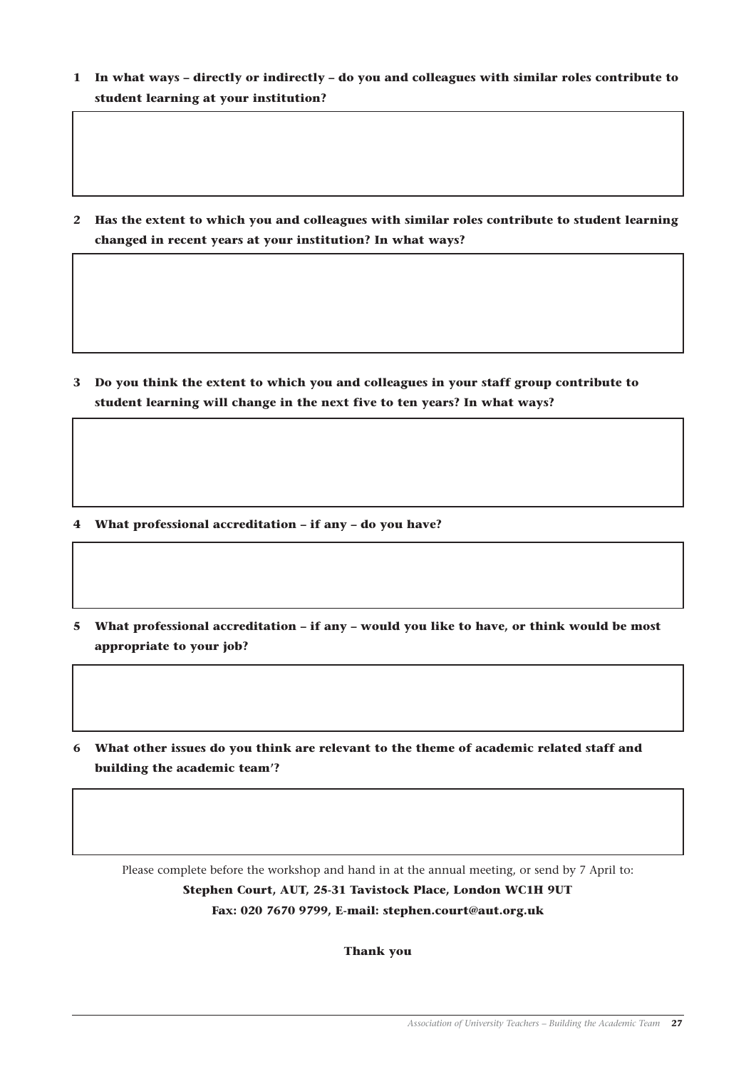**1 In what ways – directly or indirectly – do you and colleagues with similar roles contribute to student learning at your institution?**

**2 Has the extent to which you and colleagues with similar roles contribute to student learning changed in recent years at your institution? In what ways?**

**3 Do you think the extent to which you and colleagues in your staff group contribute to student learning will change in the next five to ten years? In what ways?**

**4 What professional accreditation – if any – do you have?**

**5 What professional accreditation – if any – would you like to have, or think would be most appropriate to your job?**

**6 What other issues do you think are relevant to the theme of academic related staff and building the academic team'?**

Please complete before the workshop and hand in at the annual meeting, or send by 7 April to:

**Stephen Court, AUT, 25-31 Tavistock Place, London WC1H 9UT**

**Fax: 020 7670 9799, E-mail: stephen.court@aut.org.uk**

**Thank you**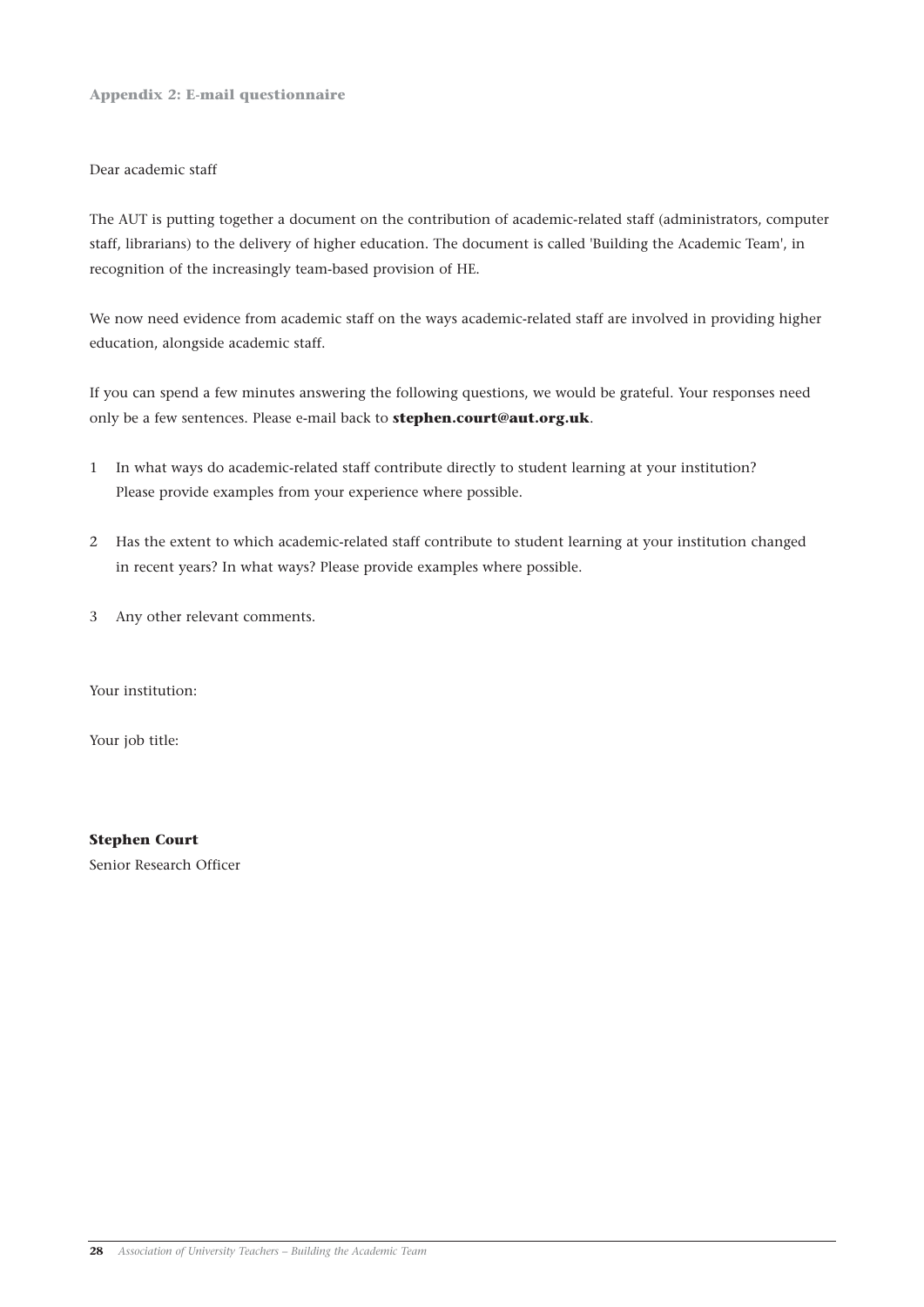## Appendix 2: E-mail questionnaire

Dear academic staff

The AUT is putting together a document on the contribution of academic-related staff (administrators, computer staff, librarians) to the delivery of higher education. The document is called 'Building the Academic Team', in recognition of the increasingly team-based provision of HE.

We now need evidence from academic staff on the ways academic-related staff are involved in providing higher education, alongside academic staff.

If you can spend a few minutes answering the following questions, we would be grateful. Your responses need only be a few sentences. Please e-mail back to **stephen.court@aut.org.uk**.

1. In what ways do academic-related staff contribute directly to student learning at your institution? Please provide examples from your experience where possible.
2. Has the extent to which academic-related staff contribute to student learning at your institution changed in recent years? In what ways? Please provide examples where possible.
3. Any other relevant comments.

Your institution:

Your job title:

**Stephen Court**
Senior Research Officer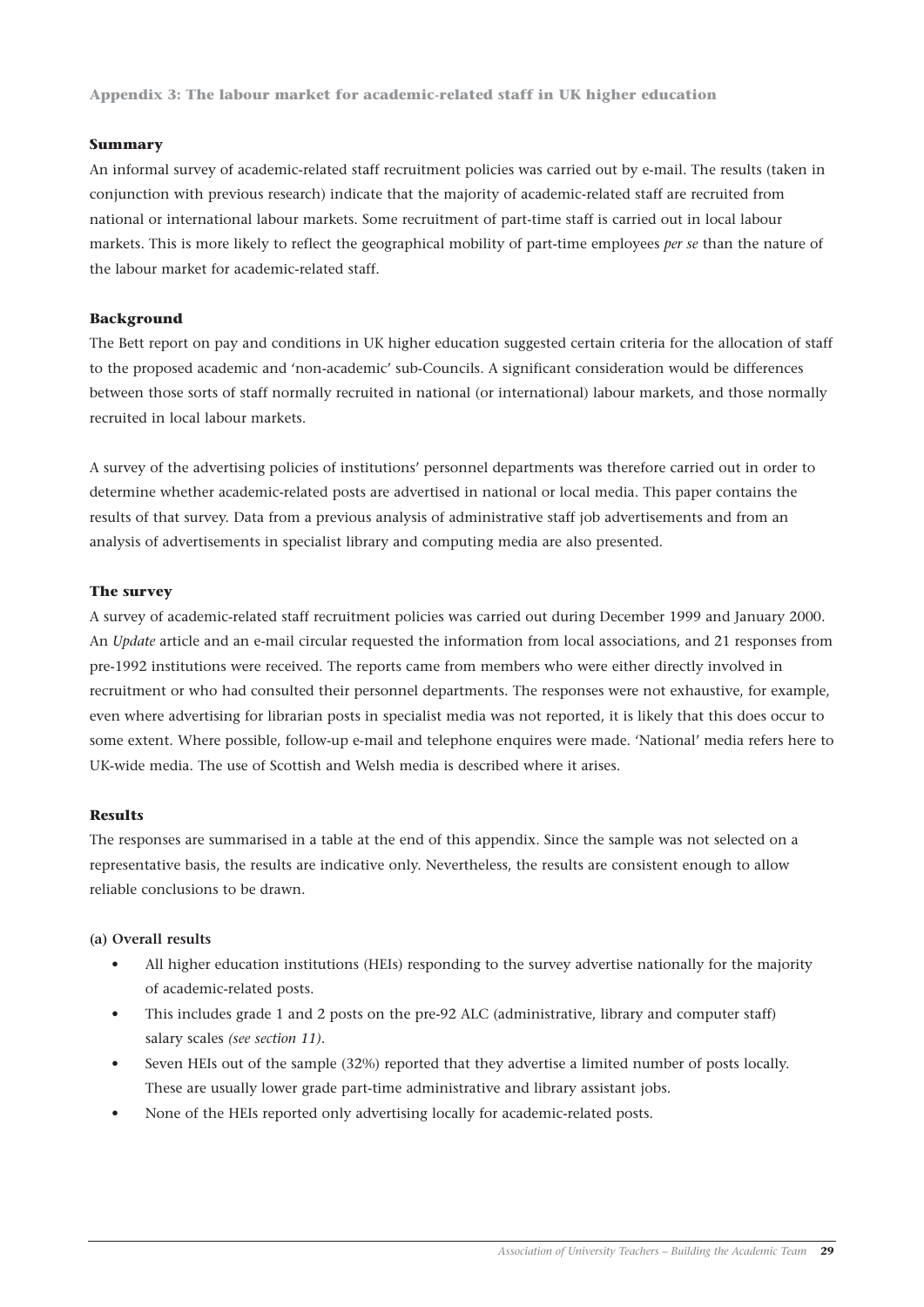## Appendix 3: The labour market for academic-related staff in UK higher education

### Summary

An informal survey of academic-related staff recruitment policies was carried out by e-mail. The results (taken in conjunction with previous research) indicate that the majority of academic-related staff are recruited from national or international labour markets. Some recruitment of part-time staff is carried out in local labour markets. This is more likely to reflect the geographical mobility of part-time employees *per se* than the nature of the labour market for academic-related staff.

### Background

The Bett report on pay and conditions in UK higher education suggested certain criteria for the allocation of staff to the proposed academic and 'non-academic' sub-Councils. A significant consideration would be differences between those sorts of staff normally recruited in national (or international) labour markets, and those normally recruited in local labour markets.

A survey of the advertising policies of institutions' personnel departments was therefore carried out in order to determine whether academic-related posts are advertised in national or local media. This paper contains the results of that survey. Data from a previous analysis of administrative staff job advertisements and from an analysis of advertisements in specialist library and computing media are also presented.

### The survey

A survey of academic-related staff recruitment policies was carried out during December 1999 and January 2000. An *Update* article and an e-mail circular requested the information from local associations, and 21 responses from pre-1992 institutions were received. The reports came from members who were either directly involved in recruitment or who had consulted their personnel departments. The responses were not exhaustive, for example, even where advertising for librarian posts in specialist media was not reported, it is likely that this does occur to some extent. Where possible, follow-up e-mail and telephone enquires were made. 'National' media refers here to UK-wide media. The use of Scottish and Welsh media is described where it arises.

### Results

The responses are summarised in a table at the end of this appendix. Since the sample was not selected on a representative basis, the results are indicative only. Nevertheless, the results are consistent enough to allow reliable conclusions to be drawn.

#### (a) Overall results

- All higher education institutions (HEIs) responding to the survey advertise nationally for the majority of academic-related posts.
- This includes grade 1 and 2 posts on the pre-92 ALC (administrative, library and computer staff) salary scales *(see section 11)*.
- Seven HEIs out of the sample (32%) reported that they advertise a limited number of posts locally. These are usually lower grade part-time administrative and library assistant jobs.
- None of the HEIs reported only advertising locally for academic-related posts.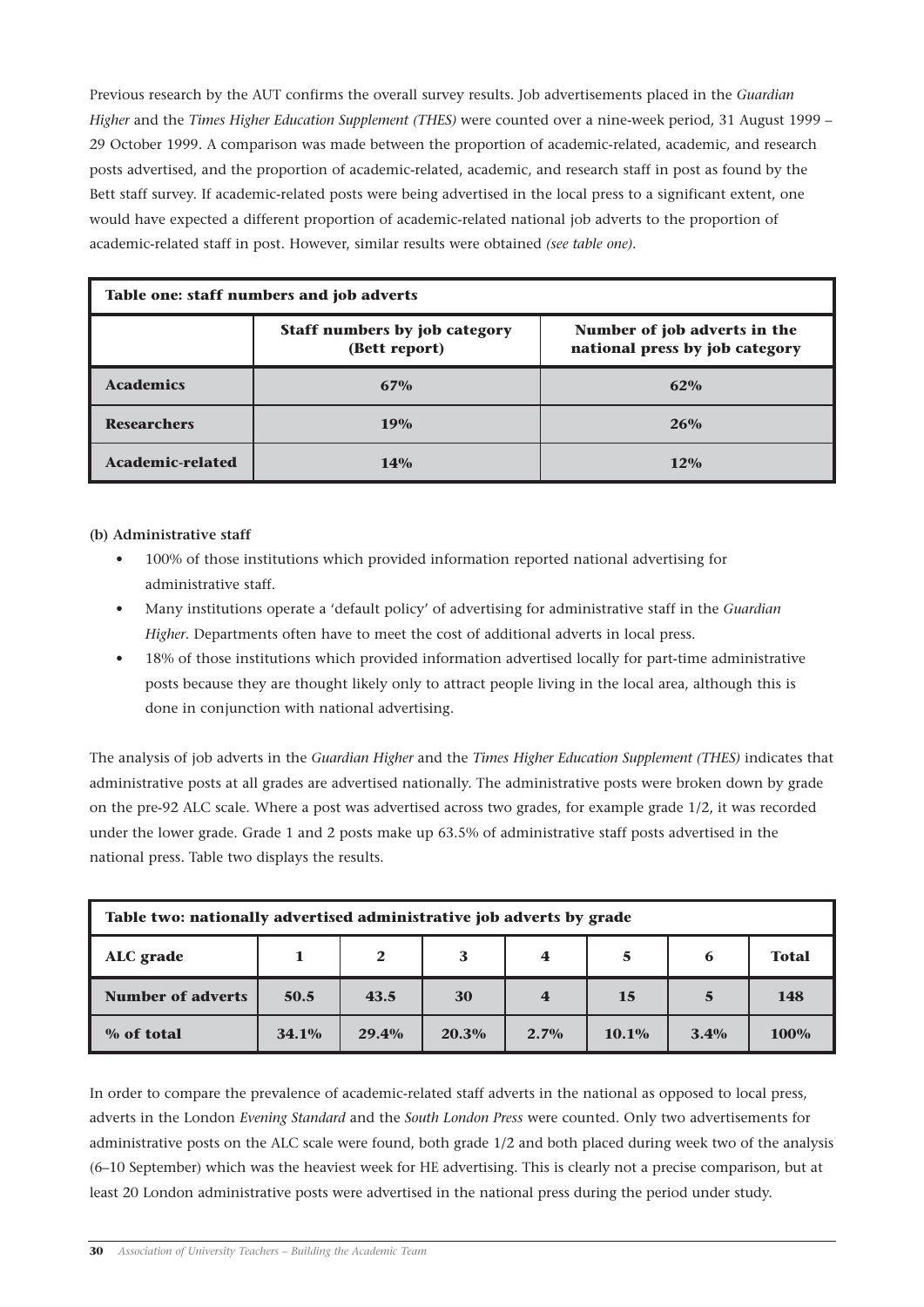Previous research by the AUT confirms the overall survey results. Job advertisements placed in the *Guardian Higher* and the *Times Higher Education Supplement (THES)* were counted over a nine-week period, 31 August 1999 – 29 October 1999. A comparison was made between the proportion of academic-related, academic, and research posts advertised, and the proportion of academic-related, academic, and research staff in post as found by the Bett staff survey. If academic-related posts were being advertised in the local press to a significant extent, one would have expected a different proportion of academic-related national job adverts to the proportion of academic-related staff in post. However, similar results were obtained *(see table one)*.

**Table one: staff numbers and job adverts**

| | Staff numbers by job category (Bett report) | Number of job adverts in the national press by job category |
|---|---|---|
| **Academics** | **67%** | **62%** |
| **Researchers** | **19%** | **26%** |
| **Academic-related** | **14%** | **12%** |

**(b) Administrative staff**

- 100% of those institutions which provided information reported national advertising for administrative staff.
- Many institutions operate a 'default policy' of advertising for administrative staff in the *Guardian Higher*. Departments often have to meet the cost of additional adverts in local press.
- 18% of those institutions which provided information advertised locally for part-time administrative posts because they are thought likely only to attract people living in the local area, although this is done in conjunction with national advertising.

The analysis of job adverts in the *Guardian Higher* and the *Times Higher Education Supplement (THES)* indicates that administrative posts at all grades are advertised nationally. The administrative posts were broken down by grade on the pre-92 ALC scale. Where a post was advertised across two grades, for example grade 1/2, it was recorded under the lower grade. Grade 1 and 2 posts make up 63.5% of administrative staff posts advertised in the national press. Table two displays the results.

**Table two: nationally advertised administrative job adverts by grade**

| ALC grade | 1 | 2 | 3 | 4 | 5 | 6 | Total |
|---|---|---|---|---|---|---|---|
| **Number of adverts** | **50.5** | **43.5** | **30** | **4** | **15** | **5** | **148** |
| **% of total** | **34.1%** | **29.4%** | **20.3%** | **2.7%** | **10.1%** | **3.4%** | **100%** |

In order to compare the prevalence of academic-related staff adverts in the national as opposed to local press, adverts in the London *Evening Standard* and the *South London Press* were counted. Only two advertisements for administrative posts on the ALC scale were found, both grade 1/2 and both placed during week two of the analysis (6–10 September) which was the heaviest week for HE advertising. This is clearly not a precise comparison, but at least 20 London administrative posts were advertised in the national press during the period under study.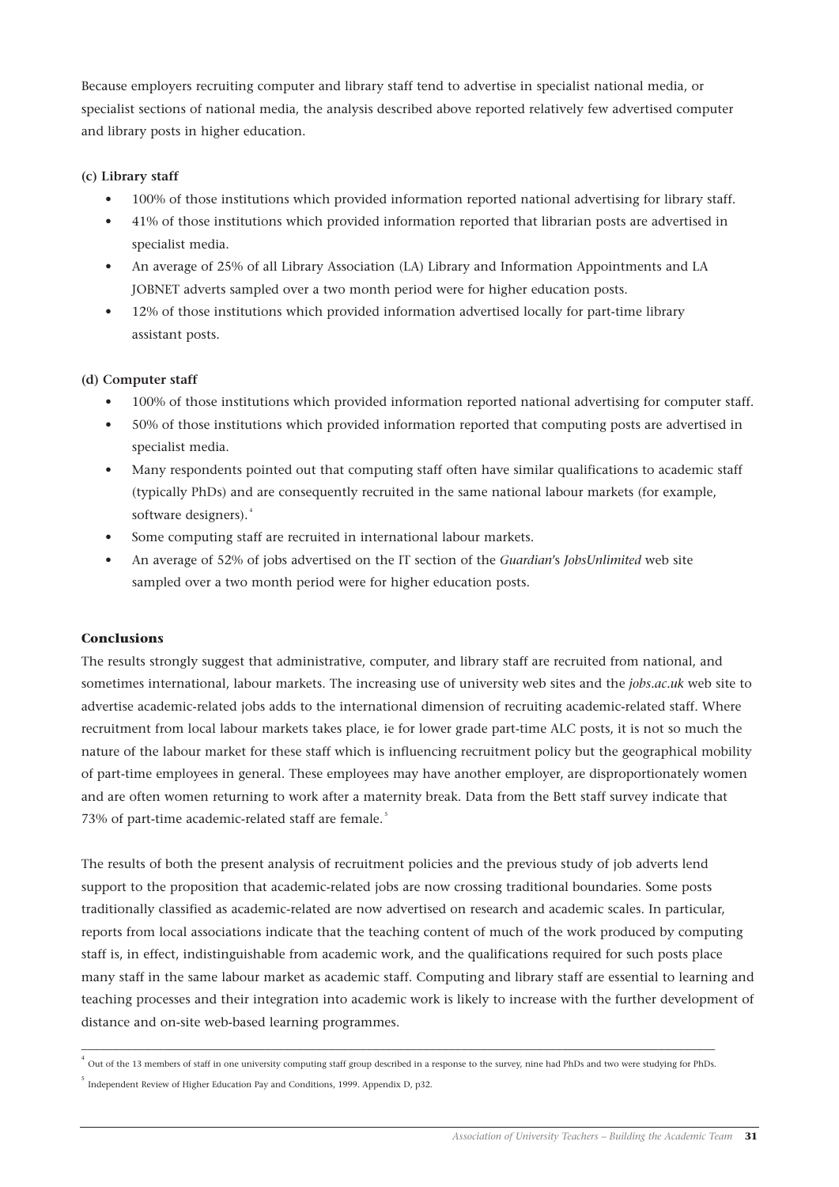Because employers recruiting computer and library staff tend to advertise in specialist national media, or specialist sections of national media, the analysis described above reported relatively few advertised computer and library posts in higher education.

**(c) Library staff**

- 100% of those institutions which provided information reported national advertising for library staff.
- 41% of those institutions which provided information reported that librarian posts are advertised in specialist media.
- An average of 25% of all Library Association (LA) Library and Information Appointments and LA JOBNET adverts sampled over a two month period were for higher education posts.
- 12% of those institutions which provided information advertised locally for part-time library assistant posts.

**(d) Computer staff**

- 100% of those institutions which provided information reported national advertising for computer staff.
- 50% of those institutions which provided information reported that computing posts are advertised in specialist media.
- Many respondents pointed out that computing staff often have similar qualifications to academic staff (typically PhDs) and are consequently recruited in the same national labour markets (for example, software designers).[4]
- Some computing staff are recruited in international labour markets.
- An average of 52% of jobs advertised on the IT section of the *Guardian*'s *JobsUnlimited* web site sampled over a two month period were for higher education posts.

### Conclusions

The results strongly suggest that administrative, computer, and library staff are recruited from national, and sometimes international, labour markets. The increasing use of university web sites and the *jobs.ac.uk* web site to advertise academic-related jobs adds to the international dimension of recruiting academic-related staff. Where recruitment from local labour markets takes place, ie for lower grade part-time ALC posts, it is not so much the nature of the labour market for these staff which is influencing recruitment policy but the geographical mobility of part-time employees in general. These employees may have another employer, are disproportionately women and are often women returning to work after a maternity break. Data from the Bett staff survey indicate that 73% of part-time academic-related staff are female.[5]

The results of both the present analysis of recruitment policies and the previous study of job adverts lend support to the proposition that academic-related jobs are now crossing traditional boundaries. Some posts traditionally classified as academic-related are now advertised on research and academic scales. In particular, reports from local associations indicate that the teaching content of much of the work produced by computing staff is, in effect, indistinguishable from academic work, and the qualifications required for such posts place many staff in the same labour market as academic staff. Computing and library staff are essential to learning and teaching processes and their integration into academic work is likely to increase with the further development of distance and on-site web-based learning programmes.

---

[4] Out of the 13 members of staff in one university computing staff group described in a response to the survey, nine had PhDs and two were studying for PhDs.

[5] Independent Review of Higher Education Pay and Conditions, 1999. Appendix D, p32.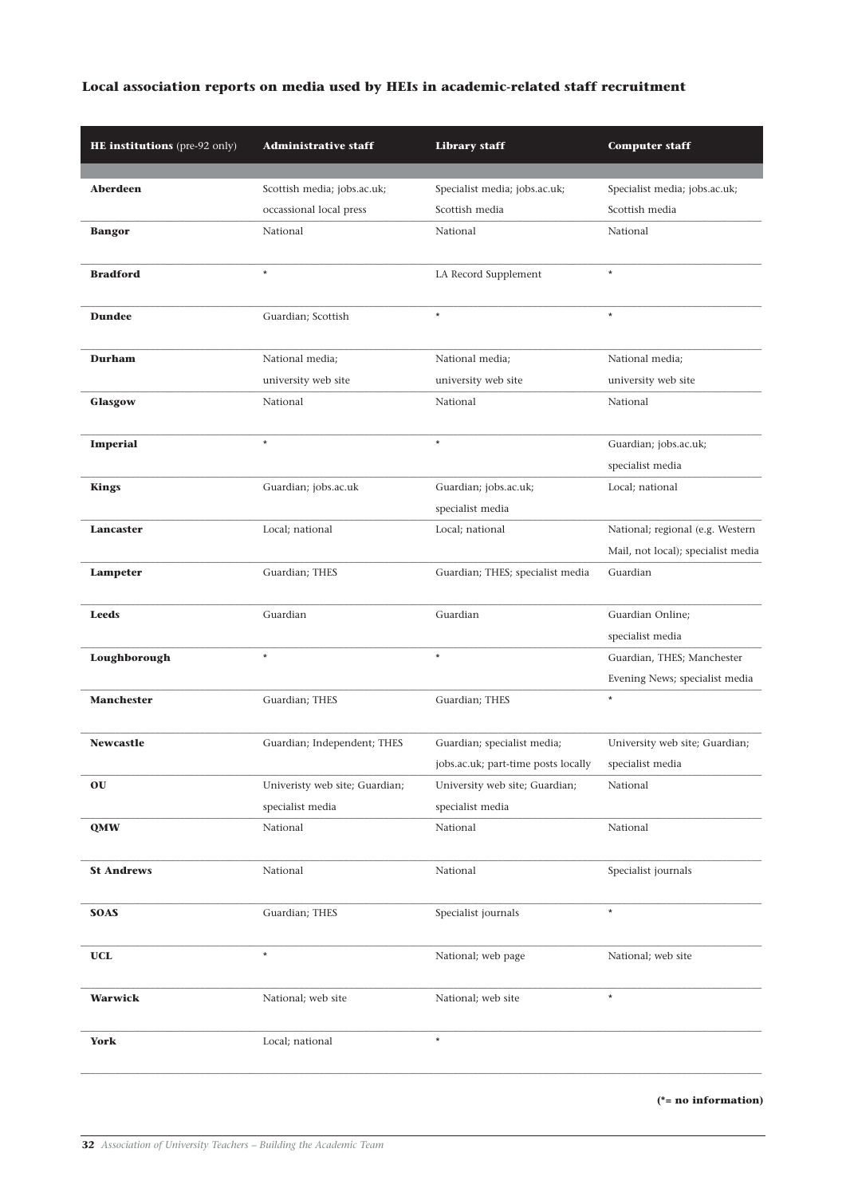### Local association reports on media used by HEIs in academic-related staff recruitment

| HE institutions (pre-92 only) | Administrative staff | Library staff | Computer staff |
|---|---|---|---|
| **Aberdeen** | Scottish media; jobs.ac.uk; occassional local press | Specialist media; jobs.ac.uk; Scottish media | Specialist media; jobs.ac.uk; Scottish media |
| **Bangor** | National | National | National |
| **Bradford** | * | LA Record Supplement | * |
| **Dundee** | Guardian; Scottish | * | * |
| **Durham** | National media; university web site | National media; university web site | National media; university web site |
| **Glasgow** | National | National | National |
| **Imperial** | * | * | Guardian; jobs.ac.uk; specialist media |
| **Kings** | Guardian; jobs.ac.uk | Guardian; jobs.ac.uk; specialist media | Local; national |
| **Lancaster** | Local; national | Local; national | National; regional (e.g. Western Mail, not local); specialist media |
| **Lampeter** | Guardian; THES | Guardian; THES; specialist media | Guardian |
| **Leeds** | Guardian | Guardian | Guardian Online; specialist media |
| **Loughborough** | * | * | Guardian, THES; Manchester Evening News; specialist media |
| **Manchester** | Guardian; THES | Guardian; THES | * |
| **Newcastle** | Guardian; Independent; THES | Guardian; specialist media; jobs.ac.uk; part-time posts locally | University web site; Guardian; specialist media |
| **OU** | Univeristy web site; Guardian; specialist media | University web site; Guardian; specialist media | National |
| **QMW** | National | National | National |
| **St Andrews** | National | National | Specialist journals |
| **SOAS** | Guardian; THES | Specialist journals | * |
| **UCL** | * | National; web page | National; web site |
| **Warwick** | National; web site | National; web site | * |
| **York** | Local; national | * | |

**(*= no information)**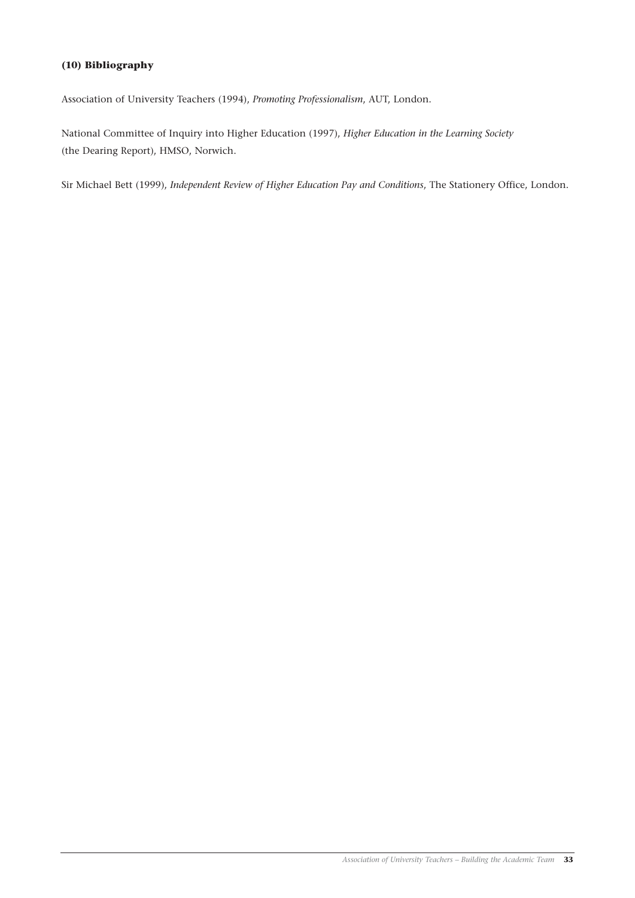**(10) Bibliography**

Association of University Teachers (1994), *Promoting Professionalism*, AUT, London.

National Committee of Inquiry into Higher Education (1997), *Higher Education in the Learning Society* (the Dearing Report), HMSO, Norwich.

Sir Michael Bett (1999), *Independent Review of Higher Education Pay and Conditions*, The Stationery Office, London.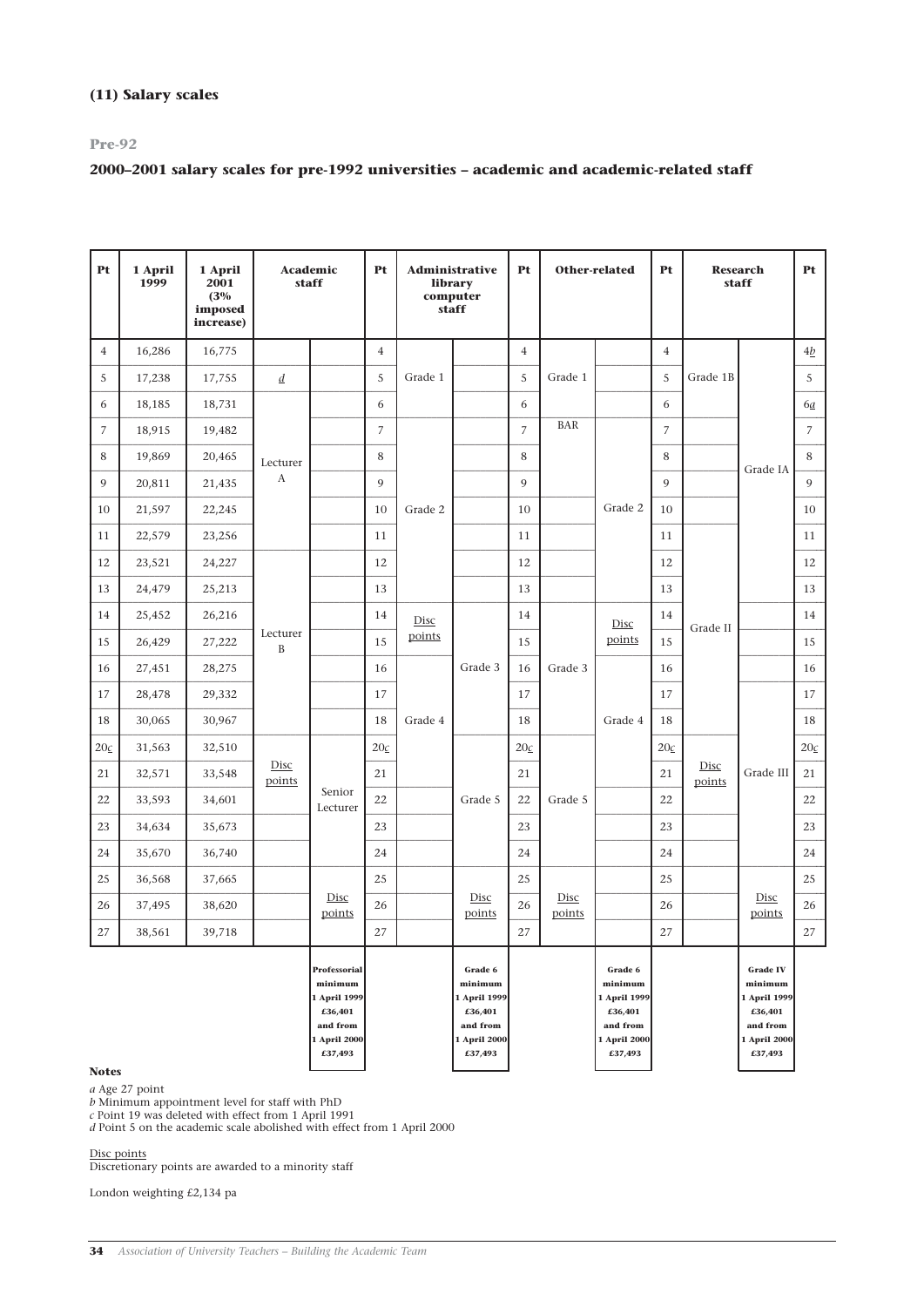### (11) Salary scales

#### Pre-92

### 2000–2001 salary scales for pre-1992 universities – academic and academic-related staff

| Pt | 1 April 1999 | 1 April 2001 (3% imposed increase) | Academic staff | | Pt | Administrative library computer staff | | Pt | Other-related | | Pt | Research staff | | Pt |
|---|---|---|---|---|---|---|---|---|---|---|---|---|---|---|
| 4 | 16,286 | 16,775 | | | 4 | | | 4 | | | 4 | | | 4b |
| 5 | 17,238 | 17,755 | d | | 5 | Grade 1 | | 5 | Grade 1 | | 5 | Grade 1B | | 5 |
| 6 | 18,185 | 18,731 | Lecturer A | | 6 | | | 6 | | | 6 | | Grade IA | 6a |
| 7 | 18,915 | 19,482 | | | 7 | Grade 2 | | 7 | BAR | Grade 2 | 7 | | | 7 |
| 8 | 19,869 | 20,465 | | | 8 | | | 8 | | | 8 | | | 8 |
| 9 | 20,811 | 21,435 | | | 9 | | | 9 | | | 9 | | | 9 |
| 10 | 21,597 | 22,245 | | | 10 | | | 10 | | | 10 | | | 10 |
| 11 | 22,579 | 23,256 | | | 11 | | | 11 | | | 11 | Grade II | | 11 |
| 12 | 23,521 | 24,227 | Lecturer B | | 12 | | | 12 | | | 12 | | | 12 |
| 13 | 24,479 | 25,213 | | | 13 | | | 13 | | | 13 | | | 13 |
| 14 | 25,452 | 26,216 | | | 14 | Disc points | Grade 3 | 14 | Grade 3 | Disc points | 14 | | | 14 |
| 15 | 26,429 | 27,222 | | | 15 | | | 15 | | | 15 | | | 15 |
| 16 | 27,451 | 28,275 | | | 16 | Grade 4 | | 16 | | Grade 4 | 16 | | Grade III | 16 |
| 17 | 28,478 | 29,332 | | | 17 | | | 17 | | | 17 | | | 17 |
| 18 | 30,065 | 30,967 | | | 18 | | | 18 | | | 18 | | | 18 |
| 20c | 31,563 | 32,510 | Disc points | Senior Lecturer | 20c | | Grade 5 | 20c | Grade 5 | | 20c | Disc points | | 20c |
| 21 | 32,571 | 33,548 | | | 21 | | | 21 | | | 21 | | | 21 |
| 22 | 33,593 | 34,601 | | | 22 | | | 22 | | | 22 | | | 22 |
| 23 | 34,634 | 35,673 | | | 23 | | | 23 | | | 23 | | | 23 |
| 24 | 35,670 | 36,740 | | | 24 | | | 24 | | | 24 | | | 24 |
| 25 | 36,568 | 37,665 | | Disc points | 25 | | Disc points | 25 | Disc points | | 25 | | Disc points | 25 |
| 26 | 37,495 | 38,620 | | | 26 | | | 26 | | | 26 | | | 26 |
| 27 | 38,561 | 39,718 | | | 27 | | | 27 | | | 27 | | | 27 |
| | | | | **Professorial minimum 1 April 1999 £36,401 and from 1 April 2000 £37,493** | | | **Grade 6 minimum 1 April 1999 £36,401 and from 1 April 2000 £37,493** | | | **Grade 6 minimum 1 April 1999 £36,401 and from 1 April 2000 £37,493** | | | **Grade IV minimum 1 April 1999 £36,401 and from 1 April 2000 £37,493** | |

**Notes**

*a* Age 27 point
*b* Minimum appointment level for staff with PhD
*c* Point 19 was deleted with effect from 1 April 1991
*d* Point 5 on the academic scale abolished with effect from 1 April 2000

Disc points
Discretionary points are awarded to a minority staff

London weighting £2,134 pa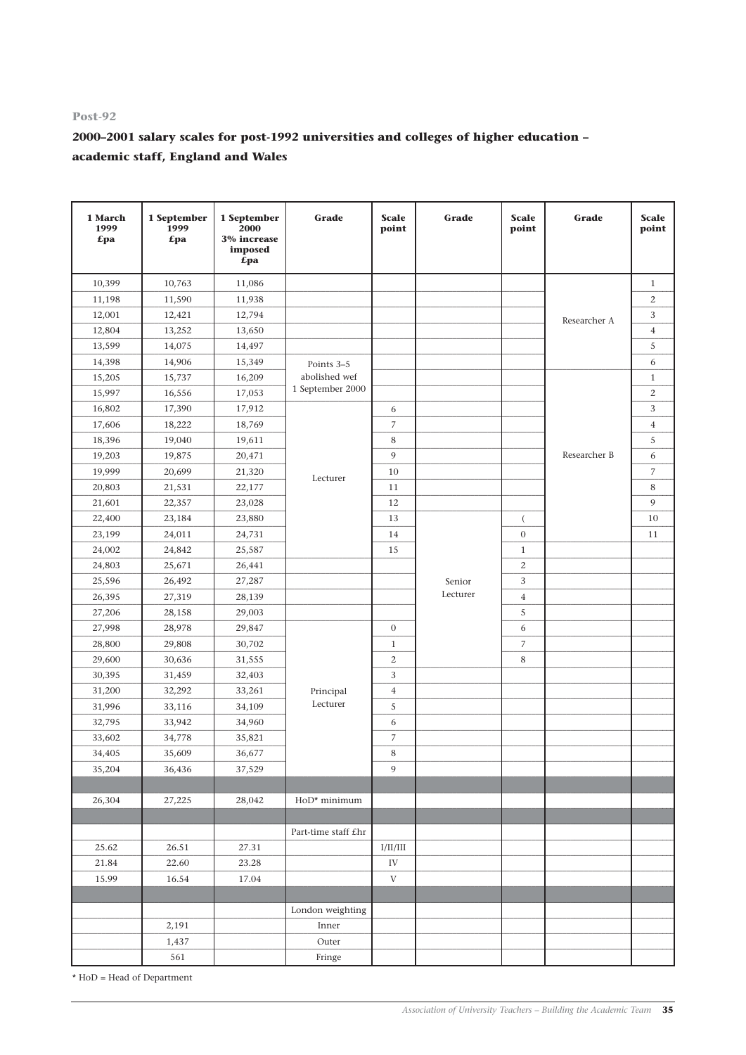**Post-92**

## 2000–2001 salary scales for post-1992 universities and colleges of higher education – academic staff, England and Wales

| 1 March 1999 £pa | 1 September 1999 £pa | 1 September 2000 3% increase imposed £pa | Grade | Scale point | Grade | Scale point | Grade | Scale point |
|---|---|---|---|---|---|---|---|---|
| 10,399 | 10,763 | 11,086 | | | | | Researcher A | 1 |
| 11,198 | 11,590 | 11,938 | | | | | | 2 |
| 12,001 | 12,421 | 12,794 | | | | | | 3 |
| 12,804 | 13,252 | 13,650 | | | | | | 4 |
| 13,599 | 14,075 | 14,497 | | | | | | 5 |
| 14,398 | 14,906 | 15,349 | Points 3–5 abolished wef 1 September 2000 | | | | | 6 |
| 15,205 | 15,737 | 16,209 | | | | | Researcher B | 1 |
| 15,997 | 16,556 | 17,053 | | | | | | 2 |
| 16,802 | 17,390 | 17,912 | Lecturer | 6 | | | | 3 |
| 17,606 | 18,222 | 18,769 | | 7 | | | | 4 |
| 18,396 | 19,040 | 19,611 | | 8 | | | | 5 |
| 19,203 | 19,875 | 20,471 | | 9 | | | | 6 |
| 19,999 | 20,699 | 21,320 | | 10 | | | | 7 |
| 20,803 | 21,531 | 22,177 | | 11 | | | | 8 |
| 21,601 | 22,357 | 23,028 | | 12 | | | | 9 |
| 22,400 | 23,184 | 23,880 | | 13 | Senior Lecturer | ( | | 10 |
| 23,199 | 24,011 | 24,731 | | 14 | | 0 | | 11 |
| 24,002 | 24,842 | 25,587 | | 15 | | 1 | | |
| 24,803 | 25,671 | 26,441 | | | | 2 | | |
| 25,596 | 26,492 | 27,287 | | | | 3 | | |
| 26,395 | 27,319 | 28,139 | | | | 4 | | |
| 27,206 | 28,158 | 29,003 | | | | 5 | | |
| 27,998 | 28,978 | 29,847 | Principal Lecturer | 0 | | 6 | | |
| 28,800 | 29,808 | 30,702 | | 1 | | 7 | | |
| 29,600 | 30,636 | 31,555 | | 2 | | 8 | | |
| 30,395 | 31,459 | 32,403 | | 3 | | | | |
| 31,200 | 32,292 | 33,261 | | 4 | | | | |
| 31,996 | 33,116 | 34,109 | | 5 | | | | |
| 32,795 | 33,942 | 34,960 | | 6 | | | | |
| 33,602 | 34,778 | 35,821 | | 7 | | | | |
| 34,405 | 35,609 | 36,677 | | 8 | | | | |
| 35,204 | 36,436 | 37,529 | | 9 | | | | |
| | | | | | | | | |
| 26,304 | 27,225 | 28,042 | HoD* minimum | | | | | |
| | | | | | | | | |
| | | | Part-time staff £hr | | | | | |
| 25.62 | 26.51 | 27.31 | | I/II/III | | | | |
| 21.84 | 22.60 | 23.28 | | IV | | | | |
| 15.99 | 16.54 | 17.04 | | V | | | | |
| | | | | | | | | |
| | | | London weighting | | | | | |
| | 2,191 | | Inner | | | | | |
| | 1,437 | | Outer | | | | | |
| | 561 | | Fringe | | | | | |

* HoD = Head of Department